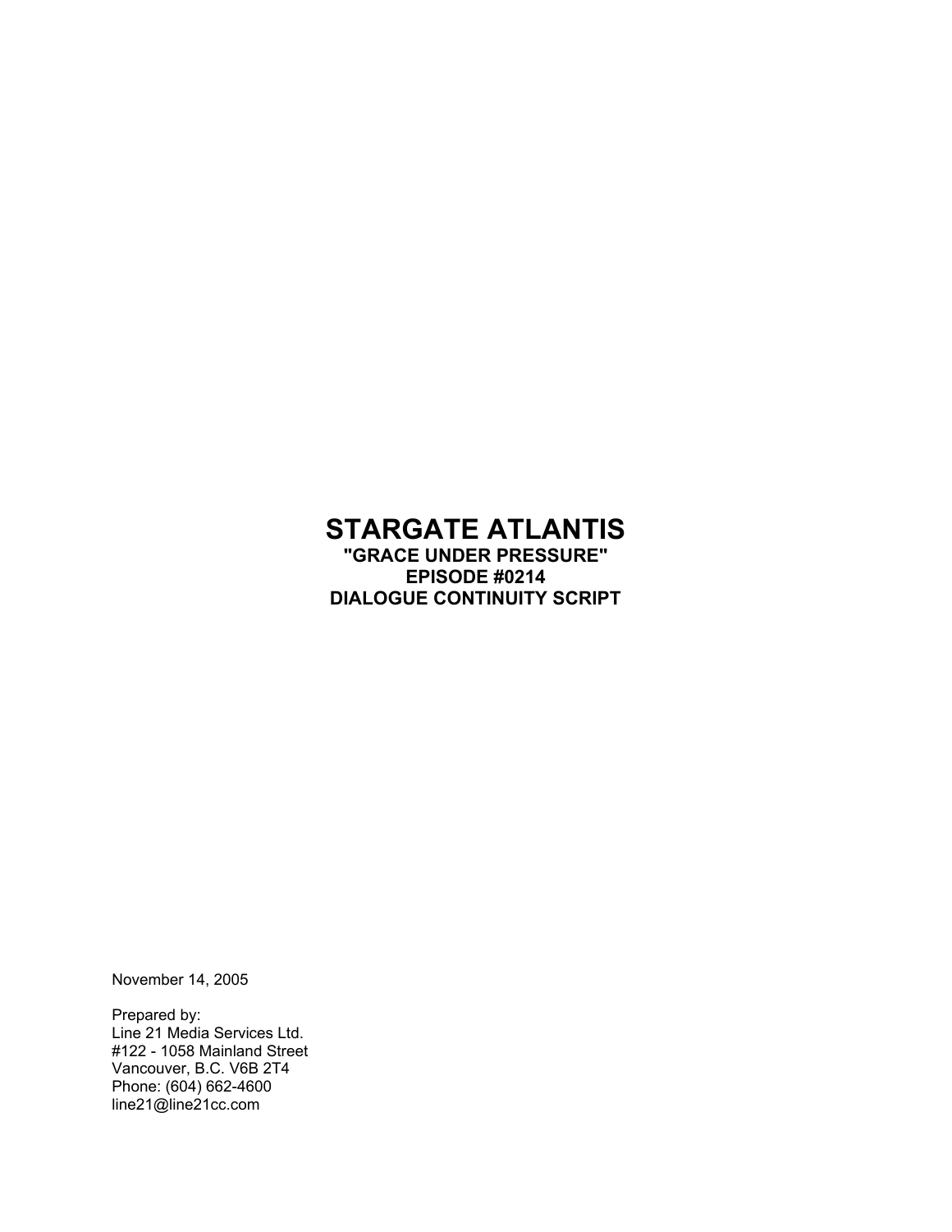# STARGATE ATLANTIS

**"GRACE UNDER PRESSURE"**
**EPISODE #0214**
**DIALOGUE CONTINUITY SCRIPT**

November 14, 2005

Prepared by:
Line 21 Media Services Ltd.
#122 - 1058 Mainland Street
Vancouver, B.C. V6B 2T4
Phone: (604) 662-4600
line21@line21cc.com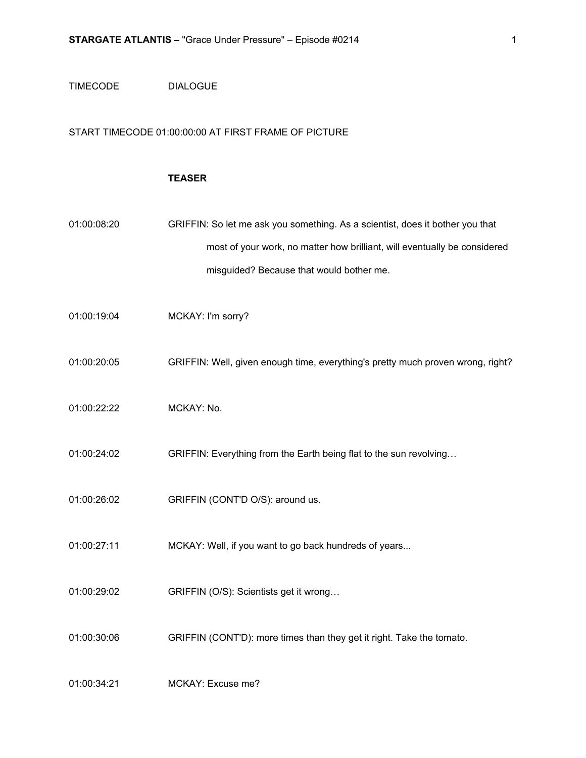TIMECODE | DIALOGUE
---|---

START TIMECODE 01:00:00:00 AT FIRST FRAME OF PICTURE

**TEASER**

| TIMECODE | DIALOGUE |
|---|---|
| 01:00:08:20 | GRIFFIN: So let me ask you something. As a scientist, does it bother you that most of your work, no matter how brilliant, will eventually be considered misguided? Because that would bother me. |
| 01:00:19:04 | MCKAY: I'm sorry? |
| 01:00:20:05 | GRIFFIN: Well, given enough time, everything's pretty much proven wrong, right? |
| 01:00:22:22 | MCKAY: No. |
| 01:00:24:02 | GRIFFIN: Everything from the Earth being flat to the sun revolving… |
| 01:00:26:02 | GRIFFIN (CONT'D O/S): around us. |
| 01:00:27:11 | MCKAY: Well, if you want to go back hundreds of years... |
| 01:00:29:02 | GRIFFIN (O/S): Scientists get it wrong… |
| 01:00:30:06 | GRIFFIN (CONT'D): more times than they get it right. Take the tomato. |
| 01:00:34:21 | MCKAY: Excuse me? |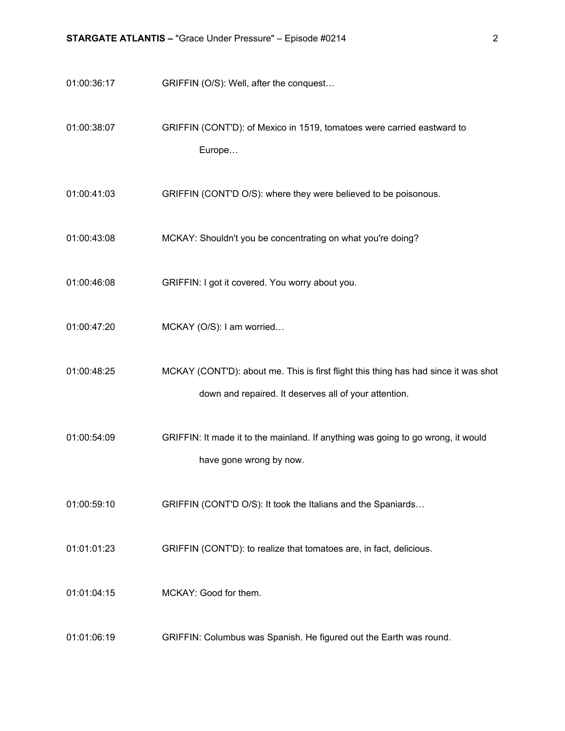01:00:36:17 GRIFFIN (O/S): Well, after the conquest…

01:00:38:07 GRIFFIN (CONT'D): of Mexico in 1519, tomatoes were carried eastward to Europe…

01:00:41:03 GRIFFIN (CONT'D O/S): where they were believed to be poisonous.

01:00:43:08 MCKAY: Shouldn't you be concentrating on what you're doing?

01:00:46:08 GRIFFIN: I got it covered. You worry about you.

01:00:47:20 MCKAY (O/S): I am worried…

01:00:48:25 MCKAY (CONT'D): about me. This is first flight this thing has had since it was shot down and repaired. It deserves all of your attention.

01:00:54:09 GRIFFIN: It made it to the mainland. If anything was going to go wrong, it would have gone wrong by now.

01:00:59:10 GRIFFIN (CONT'D O/S): It took the Italians and the Spaniards…

01:01:01:23 GRIFFIN (CONT'D): to realize that tomatoes are, in fact, delicious.

01:01:04:15 MCKAY: Good for them.

01:01:06:19 GRIFFIN: Columbus was Spanish. He figured out the Earth was round.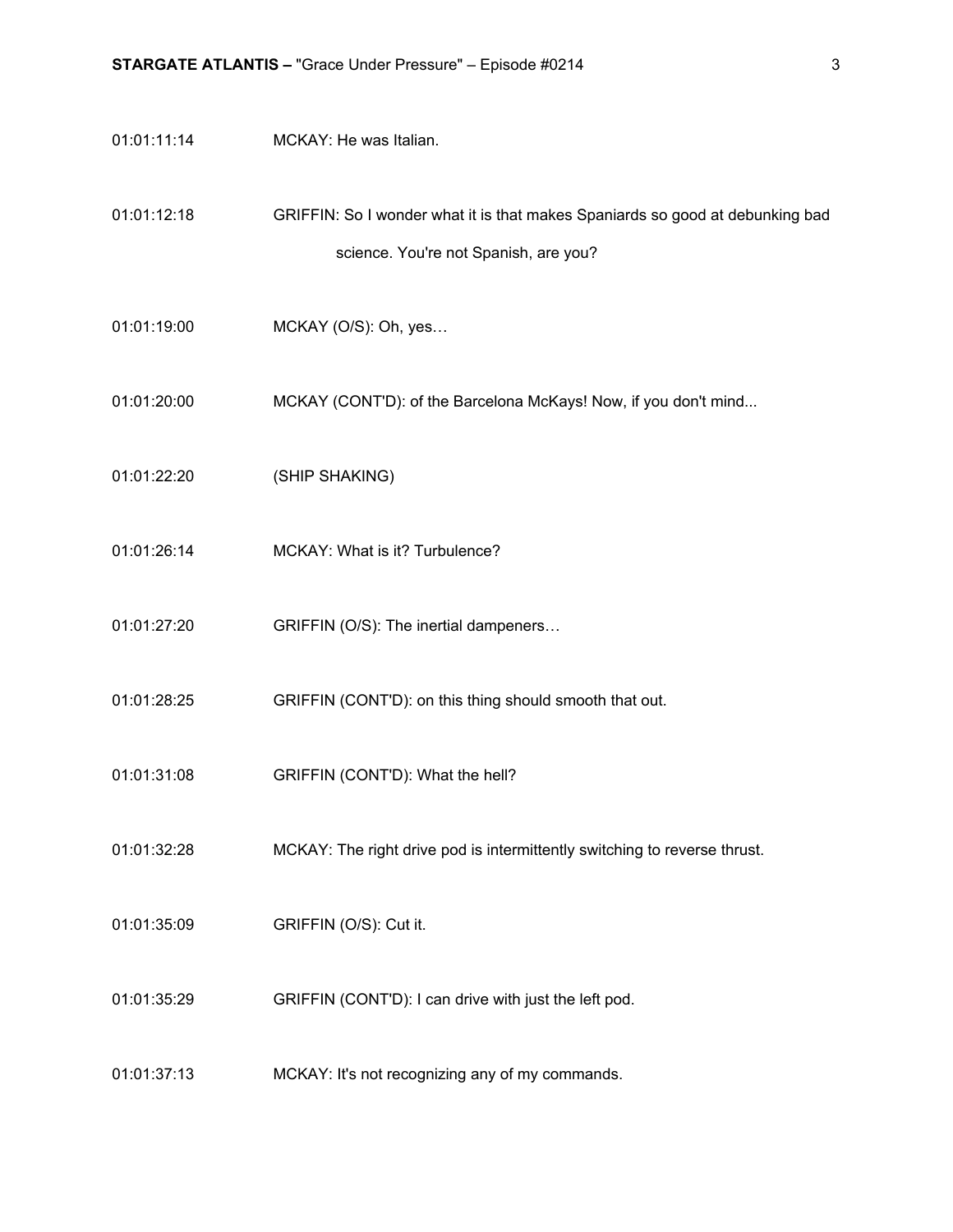01:01:11:14 MCKAY: He was Italian.

01:01:12:18 GRIFFIN: So I wonder what it is that makes Spaniards so good at debunking bad science. You're not Spanish, are you?

01:01:19:00 MCKAY (O/S): Oh, yes…

01:01:20:00 MCKAY (CONT'D): of the Barcelona McKays! Now, if you don't mind...

01:01:22:20 (SHIP SHAKING)

01:01:26:14 MCKAY: What is it? Turbulence?

01:01:27:20 GRIFFIN (O/S): The inertial dampeners…

01:01:28:25 GRIFFIN (CONT'D): on this thing should smooth that out.

01:01:31:08 GRIFFIN (CONT'D): What the hell?

01:01:32:28 MCKAY: The right drive pod is intermittently switching to reverse thrust.

01:01:35:09 GRIFFIN (O/S): Cut it.

01:01:35:29 GRIFFIN (CONT'D): I can drive with just the left pod.

01:01:37:13 MCKAY: It's not recognizing any of my commands.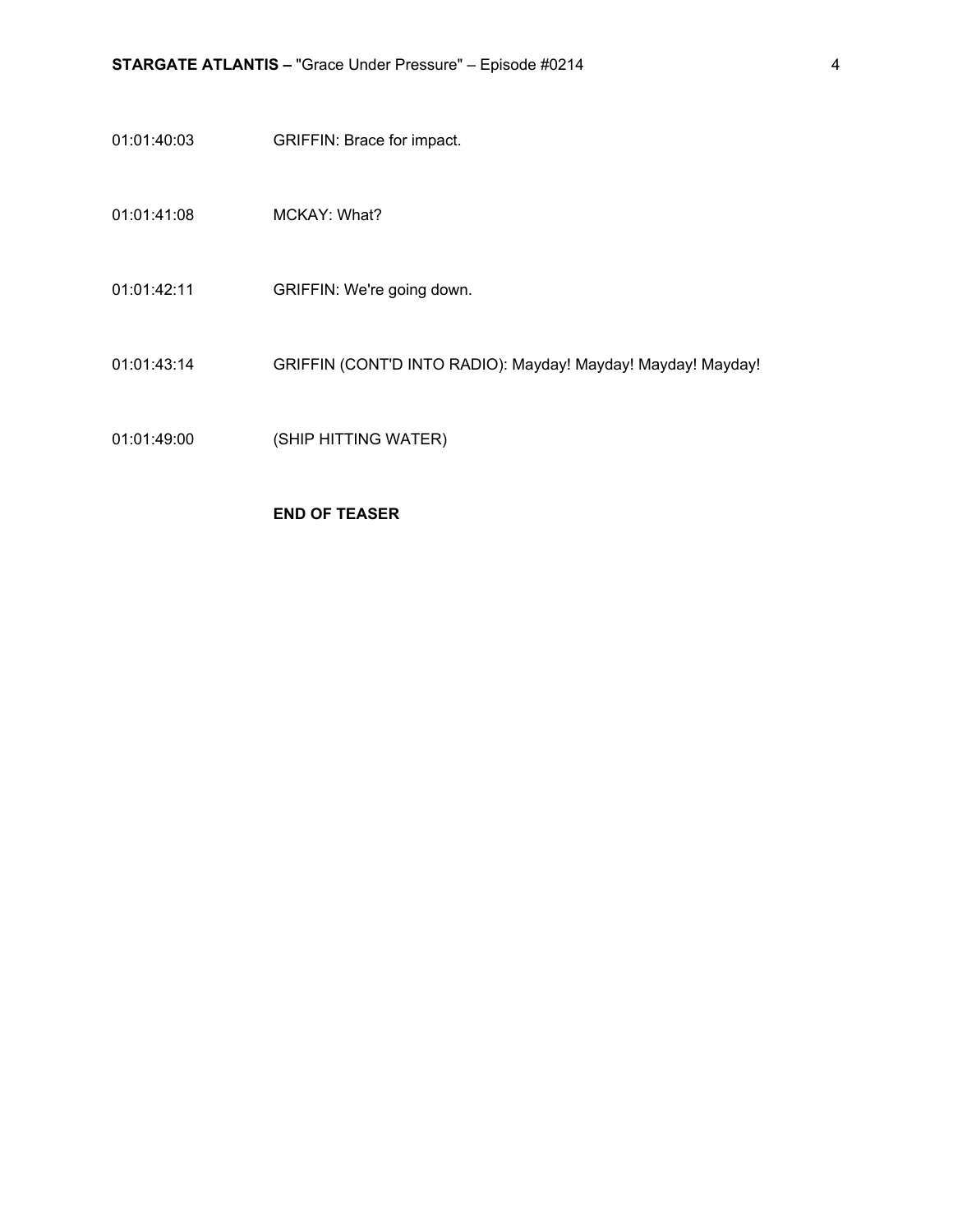01:01:40:03 GRIFFIN: Brace for impact.

01:01:41:08 MCKAY: What?

01:01:42:11 GRIFFIN: We're going down.

01:01:43:14 GRIFFIN (CONT'D INTO RADIO): Mayday! Mayday! Mayday! Mayday!

01:01:49:00 (SHIP HITTING WATER)

**END OF TEASER**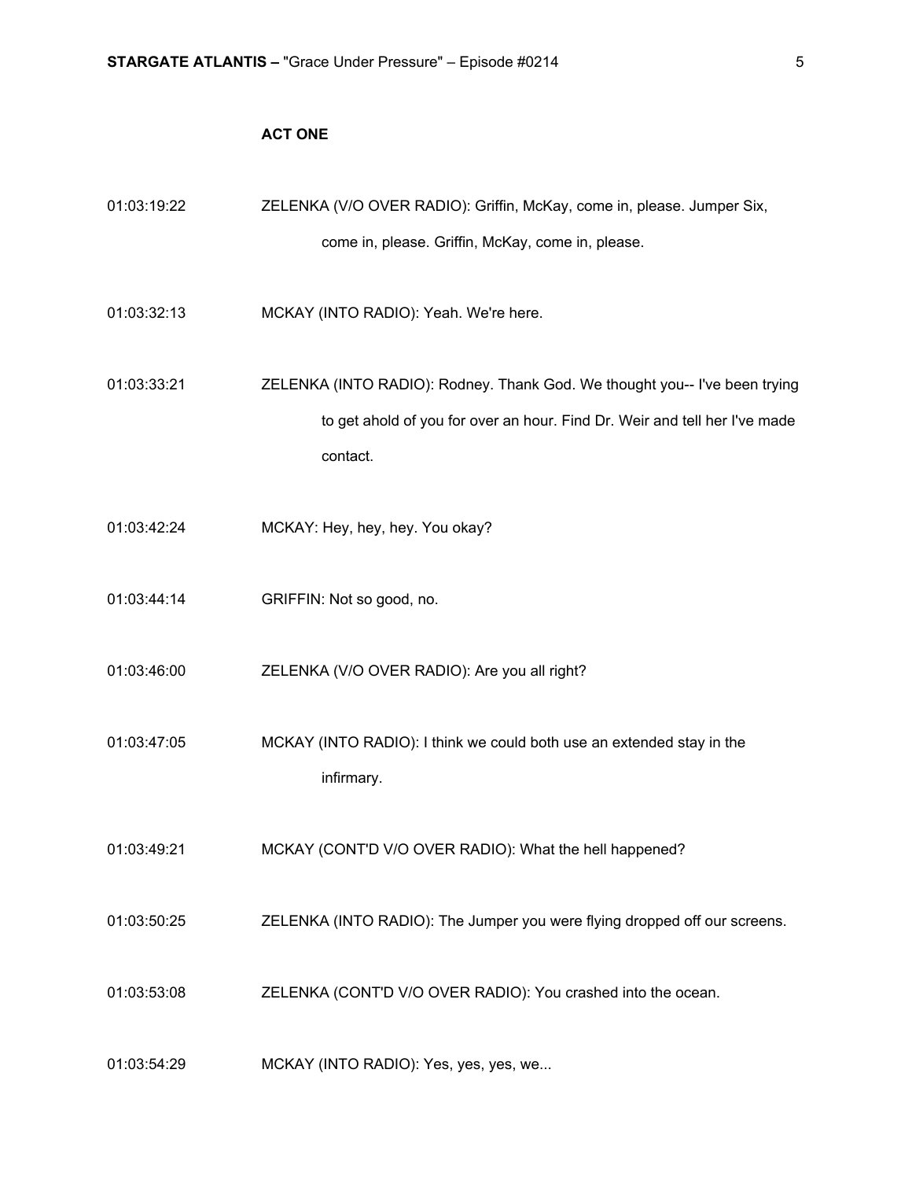## ACT ONE

01:03:19:22 ZELENKA (V/O OVER RADIO): Griffin, McKay, come in, please. Jumper Six, come in, please. Griffin, McKay, come in, please.

01:03:32:13 MCKAY (INTO RADIO): Yeah. We're here.

01:03:33:21 ZELENKA (INTO RADIO): Rodney. Thank God. We thought you-- I've been trying to get ahold of you for over an hour. Find Dr. Weir and tell her I've made contact.

01:03:42:24 MCKAY: Hey, hey, hey. You okay?

01:03:44:14 GRIFFIN: Not so good, no.

01:03:46:00 ZELENKA (V/O OVER RADIO): Are you all right?

01:03:47:05 MCKAY (INTO RADIO): I think we could both use an extended stay in the infirmary.

01:03:49:21 MCKAY (CONT'D V/O OVER RADIO): What the hell happened?

01:03:50:25 ZELENKA (INTO RADIO): The Jumper you were flying dropped off our screens.

01:03:53:08 ZELENKA (CONT'D V/O OVER RADIO): You crashed into the ocean.

01:03:54:29 MCKAY (INTO RADIO): Yes, yes, yes, we...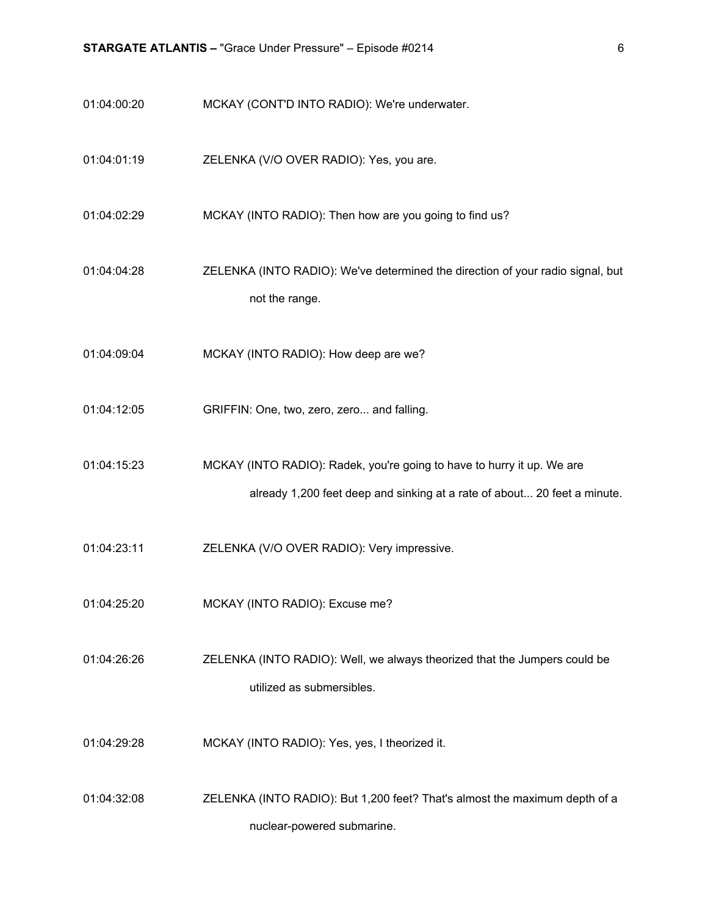01:04:00:20 MCKAY (CONT'D INTO RADIO): We're underwater.

01:04:01:19 ZELENKA (V/O OVER RADIO): Yes, you are.

01:04:02:29 MCKAY (INTO RADIO): Then how are you going to find us?

01:04:04:28 ZELENKA (INTO RADIO): We've determined the direction of your radio signal, but not the range.

01:04:09:04 MCKAY (INTO RADIO): How deep are we?

01:04:12:05 GRIFFIN: One, two, zero, zero... and falling.

01:04:15:23 MCKAY (INTO RADIO): Radek, you're going to have to hurry it up. We are already 1,200 feet deep and sinking at a rate of about... 20 feet a minute.

01:04:23:11 ZELENKA (V/O OVER RADIO): Very impressive.

01:04:25:20 MCKAY (INTO RADIO): Excuse me?

01:04:26:26 ZELENKA (INTO RADIO): Well, we always theorized that the Jumpers could be utilized as submersibles.

01:04:29:28 MCKAY (INTO RADIO): Yes, yes, I theorized it.

01:04:32:08 ZELENKA (INTO RADIO): But 1,200 feet? That's almost the maximum depth of a nuclear-powered submarine.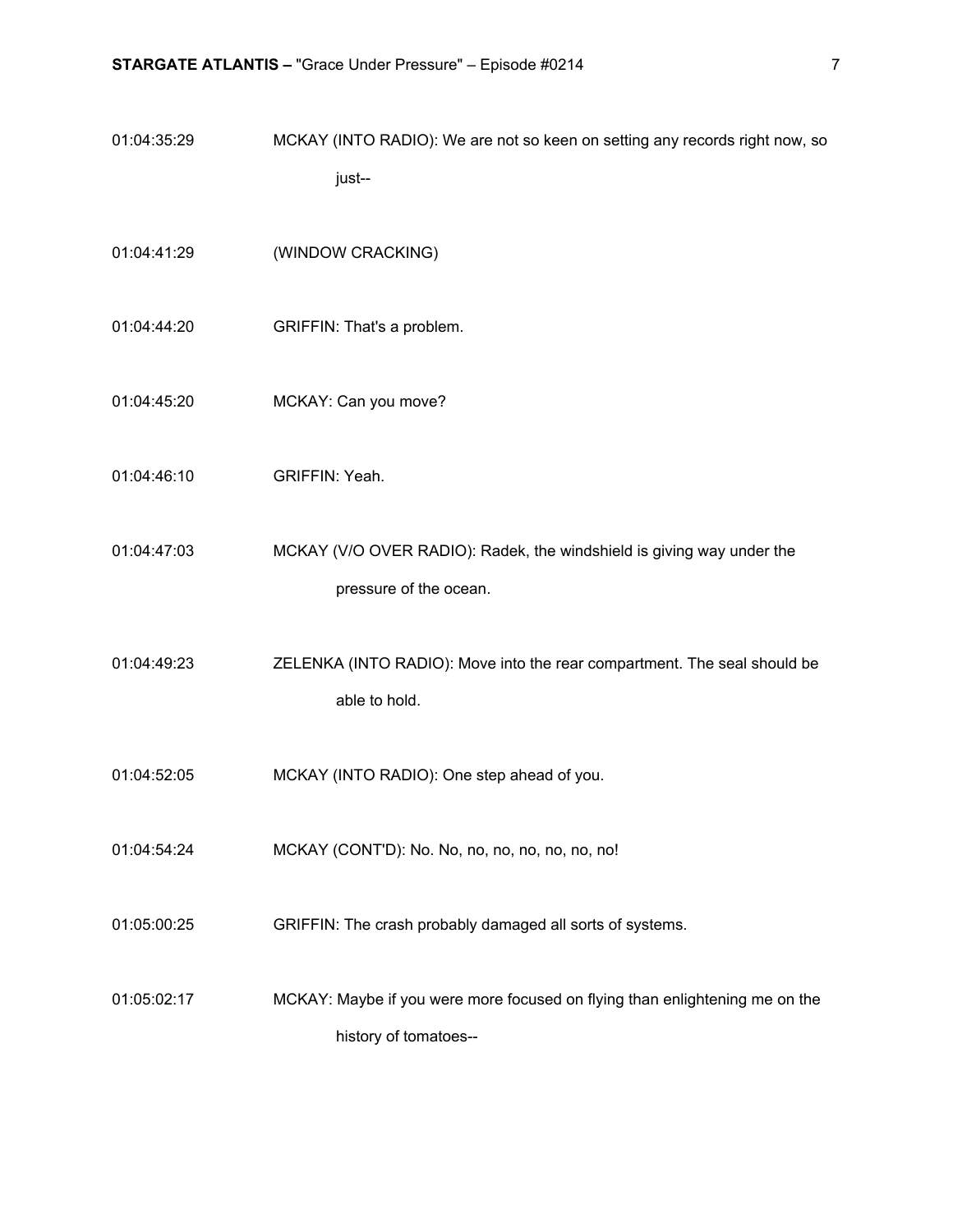01:04:35:29 MCKAY (INTO RADIO): We are not so keen on setting any records right now, so just--

01:04:41:29 (WINDOW CRACKING)

01:04:44:20 GRIFFIN: That's a problem.

01:04:45:20 MCKAY: Can you move?

01:04:46:10 GRIFFIN: Yeah.

01:04:47:03 MCKAY (V/O OVER RADIO): Radek, the windshield is giving way under the pressure of the ocean.

01:04:49:23 ZELENKA (INTO RADIO): Move into the rear compartment. The seal should be able to hold.

01:04:52:05 MCKAY (INTO RADIO): One step ahead of you.

01:04:54:24 MCKAY (CONT'D): No. No, no, no, no, no, no, no!

01:05:00:25 GRIFFIN: The crash probably damaged all sorts of systems.

01:05:02:17 MCKAY: Maybe if you were more focused on flying than enlightening me on the history of tomatoes--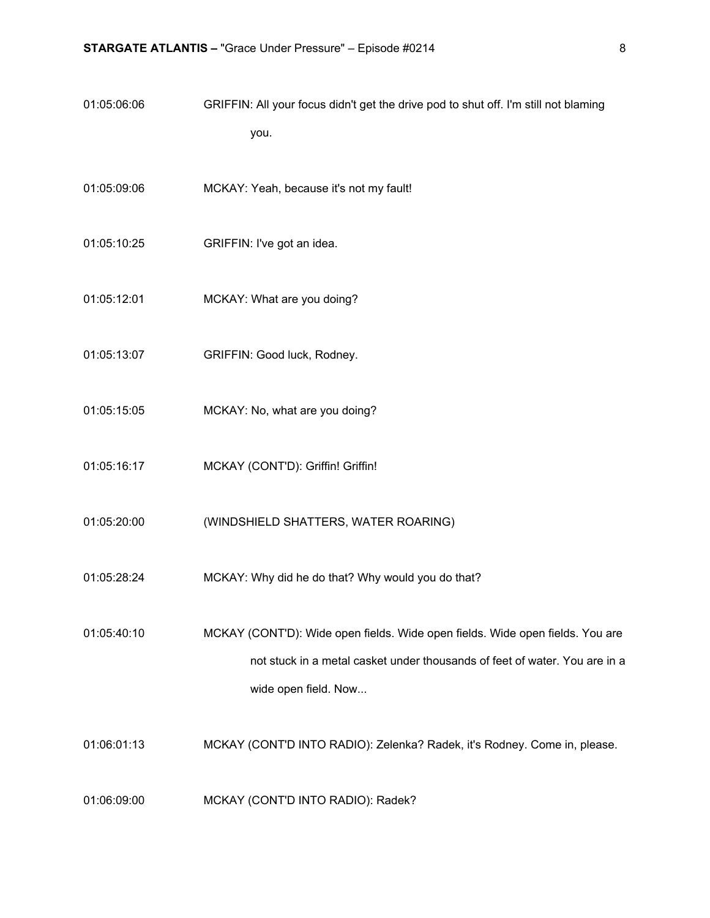01:05:06:06 GRIFFIN: All your focus didn't get the drive pod to shut off. I'm still not blaming you.

01:05:09:06 MCKAY: Yeah, because it's not my fault!

01:05:10:25 GRIFFIN: I've got an idea.

01:05:12:01 MCKAY: What are you doing?

01:05:13:07 GRIFFIN: Good luck, Rodney.

01:05:15:05 MCKAY: No, what are you doing?

01:05:16:17 MCKAY (CONT'D): Griffin! Griffin!

01:05:20:00 (WINDSHIELD SHATTERS, WATER ROARING)

01:05:28:24 MCKAY: Why did he do that? Why would you do that?

01:05:40:10 MCKAY (CONT'D): Wide open fields. Wide open fields. Wide open fields. You are not stuck in a metal casket under thousands of feet of water. You are in a wide open field. Now...

01:06:01:13 MCKAY (CONT'D INTO RADIO): Zelenka? Radek, it's Rodney. Come in, please.

01:06:09:00 MCKAY (CONT'D INTO RADIO): Radek?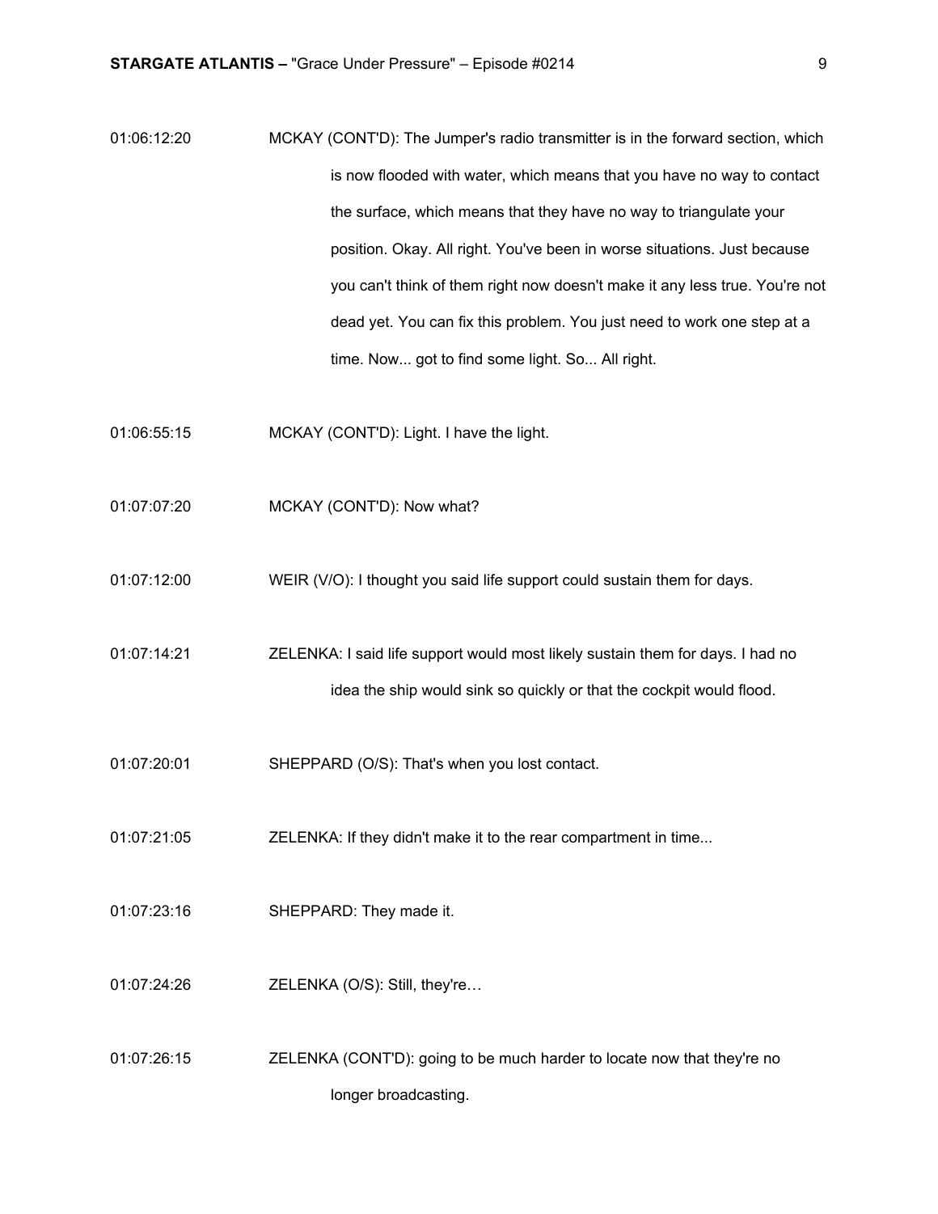01:06:12:20 MCKAY (CONT'D): The Jumper's radio transmitter is in the forward section, which is now flooded with water, which means that you have no way to contact the surface, which means that they have no way to triangulate your position. Okay. All right. You've been in worse situations. Just because you can't think of them right now doesn't make it any less true. You're not dead yet. You can fix this problem. You just need to work one step at a time. Now... got to find some light. So... All right.

01:06:55:15 MCKAY (CONT'D): Light. I have the light.

01:07:07:20 MCKAY (CONT'D): Now what?

01:07:12:00 WEIR (V/O): I thought you said life support could sustain them for days.

01:07:14:21 ZELENKA: I said life support would most likely sustain them for days. I had no idea the ship would sink so quickly or that the cockpit would flood.

01:07:20:01 SHEPPARD (O/S): That's when you lost contact.

01:07:21:05 ZELENKA: If they didn't make it to the rear compartment in time...

01:07:23:16 SHEPPARD: They made it.

01:07:24:26 ZELENKA (O/S): Still, they're…

01:07:26:15 ZELENKA (CONT'D): going to be much harder to locate now that they're no longer broadcasting.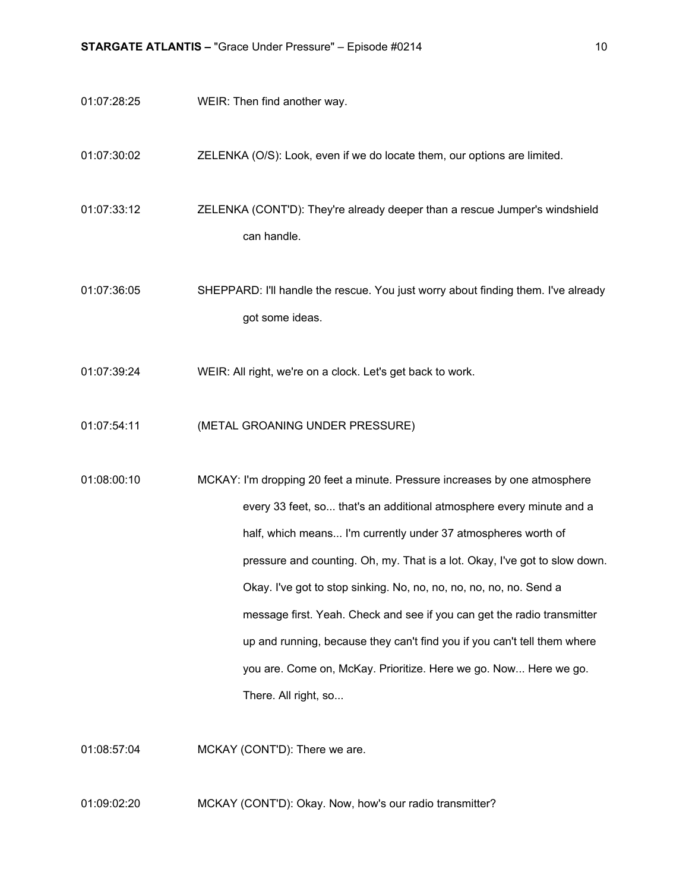01:07:28:25 WEIR: Then find another way.

01:07:30:02 ZELENKA (O/S): Look, even if we do locate them, our options are limited.

01:07:33:12 ZELENKA (CONT'D): They're already deeper than a rescue Jumper's windshield can handle.

01:07:36:05 SHEPPARD: I'll handle the rescue. You just worry about finding them. I've already got some ideas.

01:07:39:24 WEIR: All right, we're on a clock. Let's get back to work.

01:07:54:11 (METAL GROANING UNDER PRESSURE)

01:08:00:10 MCKAY: I'm dropping 20 feet a minute. Pressure increases by one atmosphere every 33 feet, so... that's an additional atmosphere every minute and a half, which means... I'm currently under 37 atmospheres worth of pressure and counting. Oh, my. That is a lot. Okay, I've got to slow down. Okay. I've got to stop sinking. No, no, no, no, no, no, no. Send a message first. Yeah. Check and see if you can get the radio transmitter up and running, because they can't find you if you can't tell them where you are. Come on, McKay. Prioritize. Here we go. Now... Here we go. There. All right, so...

01:08:57:04 MCKAY (CONT'D): There we are.

01:09:02:20 MCKAY (CONT'D): Okay. Now, how's our radio transmitter?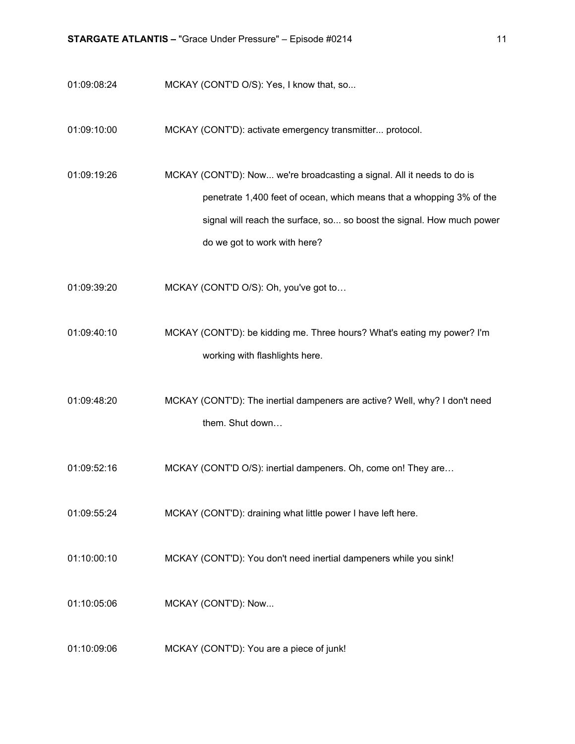01:09:08:24 MCKAY (CONT'D O/S): Yes, I know that, so...

01:09:10:00 MCKAY (CONT'D): activate emergency transmitter... protocol.

01:09:19:26 MCKAY (CONT'D): Now... we're broadcasting a signal. All it needs to do is penetrate 1,400 feet of ocean, which means that a whopping 3% of the signal will reach the surface, so... so boost the signal. How much power do we got to work with here?

01:09:39:20 MCKAY (CONT'D O/S): Oh, you've got to…

01:09:40:10 MCKAY (CONT'D): be kidding me. Three hours? What's eating my power? I'm working with flashlights here.

01:09:48:20 MCKAY (CONT'D): The inertial dampeners are active? Well, why? I don't need them. Shut down…

01:09:52:16 MCKAY (CONT'D O/S): inertial dampeners. Oh, come on! They are…

01:09:55:24 MCKAY (CONT'D): draining what little power I have left here.

01:10:00:10 MCKAY (CONT'D): You don't need inertial dampeners while you sink!

01:10:05:06 MCKAY (CONT'D): Now...

01:10:09:06 MCKAY (CONT'D): You are a piece of junk!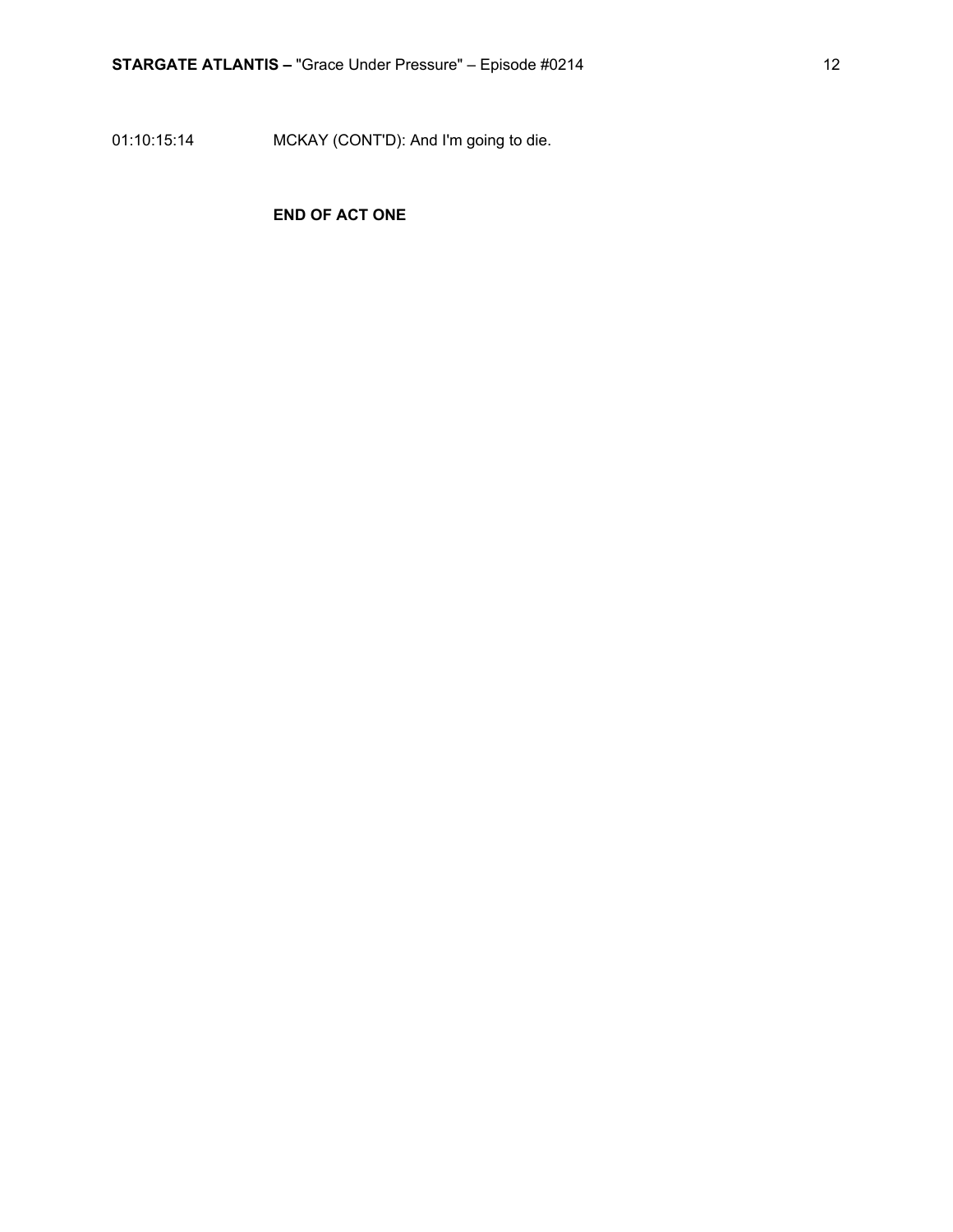01:10:15:14 MCKAY (CONT'D): And I'm going to die.

**END OF ACT ONE**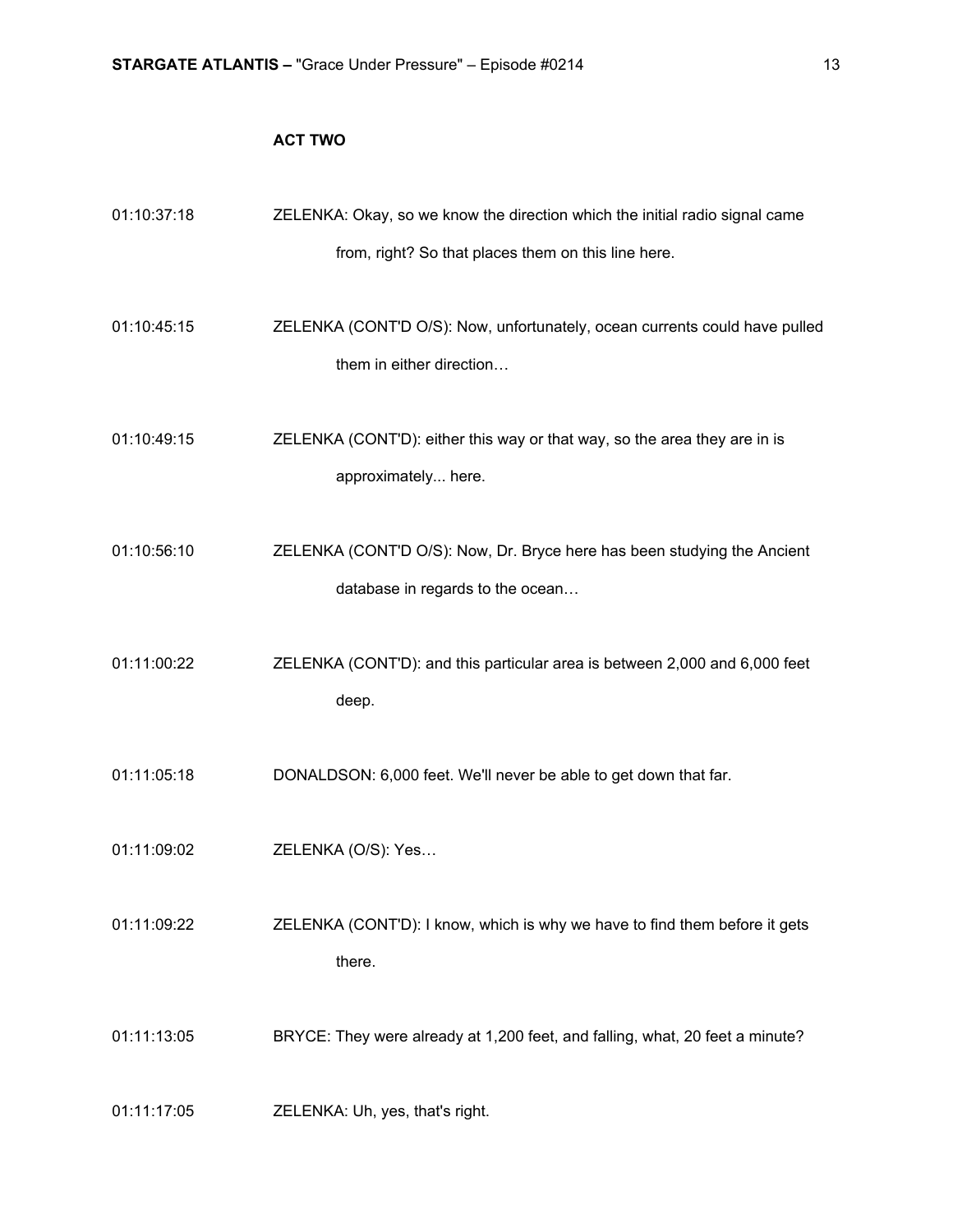**ACT TWO**

01:10:37:18 ZELENKA: Okay, so we know the direction which the initial radio signal came from, right? So that places them on this line here.

01:10:45:15 ZELENKA (CONT'D O/S): Now, unfortunately, ocean currents could have pulled them in either direction…

01:10:49:15 ZELENKA (CONT'D): either this way or that way, so the area they are in is approximately... here.

01:10:56:10 ZELENKA (CONT'D O/S): Now, Dr. Bryce here has been studying the Ancient database in regards to the ocean…

01:11:00:22 ZELENKA (CONT'D): and this particular area is between 2,000 and 6,000 feet deep.

01:11:05:18 DONALDSON: 6,000 feet. We'll never be able to get down that far.

01:11:09:02 ZELENKA (O/S): Yes…

01:11:09:22 ZELENKA (CONT'D): I know, which is why we have to find them before it gets there.

01:11:13:05 BRYCE: They were already at 1,200 feet, and falling, what, 20 feet a minute?

01:11:17:05 ZELENKA: Uh, yes, that's right.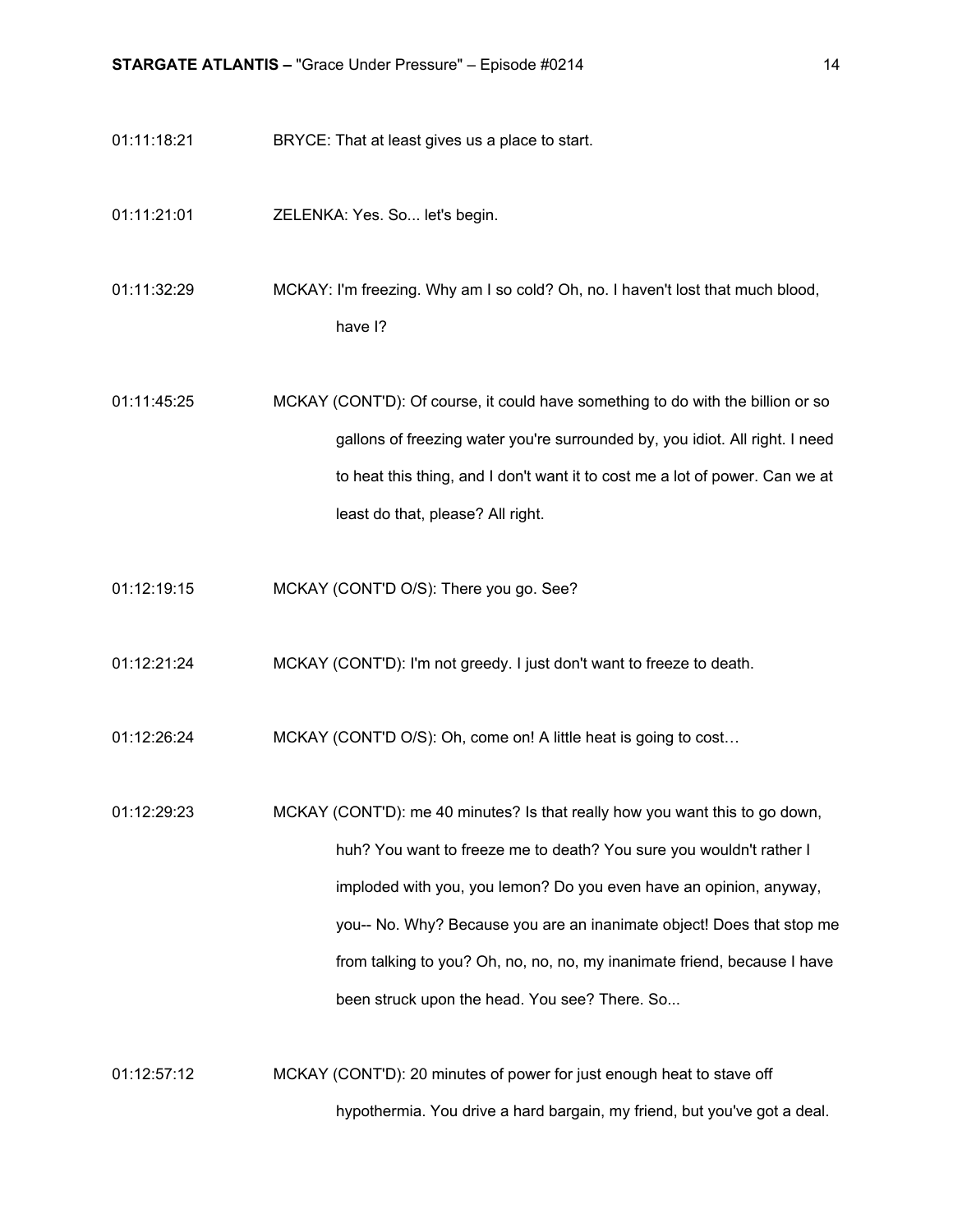01:11:18:21 BRYCE: That at least gives us a place to start.

01:11:21:01 ZELENKA: Yes. So... let's begin.

01:11:32:29 MCKAY: I'm freezing. Why am I so cold? Oh, no. I haven't lost that much blood, have I?

01:11:45:25 MCKAY (CONT'D): Of course, it could have something to do with the billion or so gallons of freezing water you're surrounded by, you idiot. All right. I need to heat this thing, and I don't want it to cost me a lot of power. Can we at least do that, please? All right.

01:12:19:15 MCKAY (CONT'D O/S): There you go. See?

01:12:21:24 MCKAY (CONT'D): I'm not greedy. I just don't want to freeze to death.

01:12:26:24 MCKAY (CONT'D O/S): Oh, come on! A little heat is going to cost…

01:12:29:23 MCKAY (CONT'D): me 40 minutes? Is that really how you want this to go down, huh? You want to freeze me to death? You sure you wouldn't rather I imploded with you, you lemon? Do you even have an opinion, anyway, you-- No. Why? Because you are an inanimate object! Does that stop me from talking to you? Oh, no, no, no, my inanimate friend, because I have been struck upon the head. You see? There. So...

01:12:57:12 MCKAY (CONT'D): 20 minutes of power for just enough heat to stave off hypothermia. You drive a hard bargain, my friend, but you've got a deal.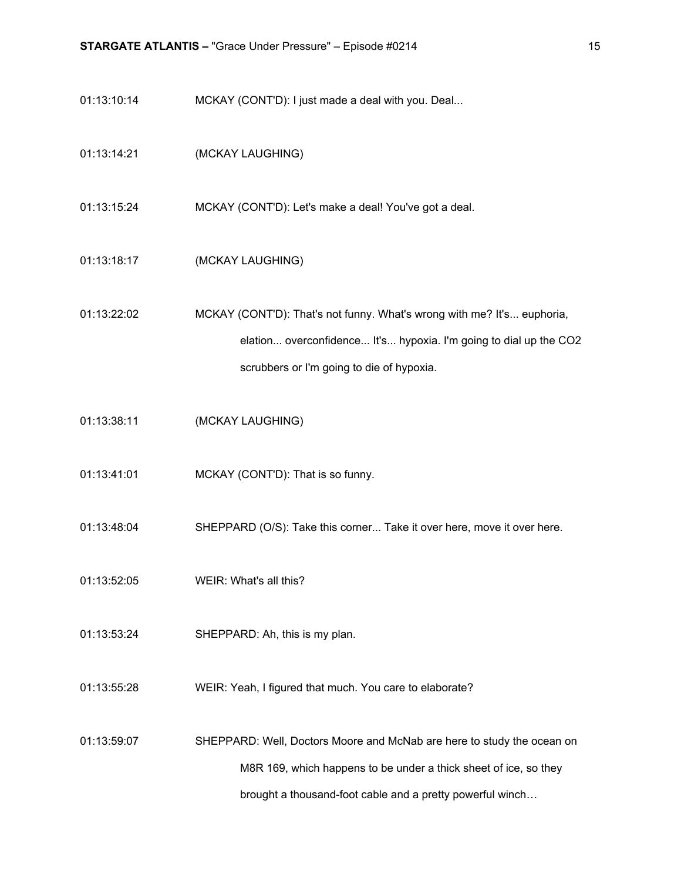01:13:10:14 MCKAY (CONT'D): I just made a deal with you. Deal...

01:13:14:21 (MCKAY LAUGHING)

01:13:15:24 MCKAY (CONT'D): Let's make a deal! You've got a deal.

01:13:18:17 (MCKAY LAUGHING)

01:13:22:02 MCKAY (CONT'D): That's not funny. What's wrong with me? It's... euphoria, elation... overconfidence... It's... hypoxia. I'm going to dial up the $CO_2$ scrubbers or I'm going to die of hypoxia.

01:13:38:11 (MCKAY LAUGHING)

01:13:41:01 MCKAY (CONT'D): That is so funny.

01:13:48:04 SHEPPARD (O/S): Take this corner... Take it over here, move it over here.

01:13:52:05 WEIR: What's all this?

01:13:53:24 SHEPPARD: Ah, this is my plan.

01:13:55:28 WEIR: Yeah, I figured that much. You care to elaborate?

01:13:59:07 SHEPPARD: Well, Doctors Moore and McNab are here to study the ocean on M8R 169, which happens to be under a thick sheet of ice, so they brought a thousand-foot cable and a pretty powerful winch…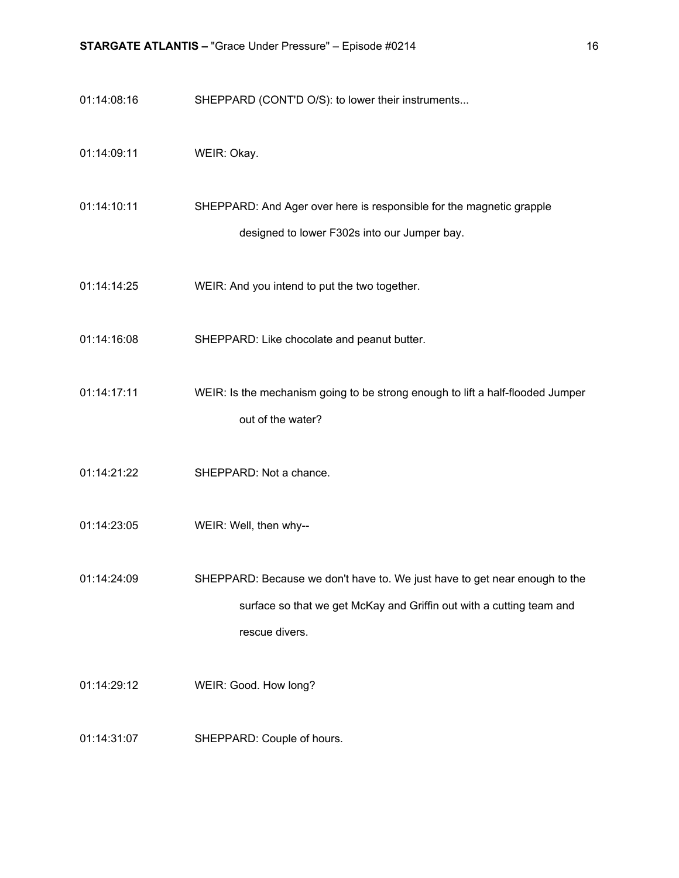01:14:08:16 SHEPPARD (CONT'D O/S): to lower their instruments...

01:14:09:11 WEIR: Okay.

01:14:10:11 SHEPPARD: And Ager over here is responsible for the magnetic grapple designed to lower F302s into our Jumper bay.

01:14:14:25 WEIR: And you intend to put the two together.

01:14:16:08 SHEPPARD: Like chocolate and peanut butter.

01:14:17:11 WEIR: Is the mechanism going to be strong enough to lift a half-flooded Jumper out of the water?

01:14:21:22 SHEPPARD: Not a chance.

01:14:23:05 WEIR: Well, then why--

01:14:24:09 SHEPPARD: Because we don't have to. We just have to get near enough to the surface so that we get McKay and Griffin out with a cutting team and rescue divers.

01:14:29:12 WEIR: Good. How long?

01:14:31:07 SHEPPARD: Couple of hours.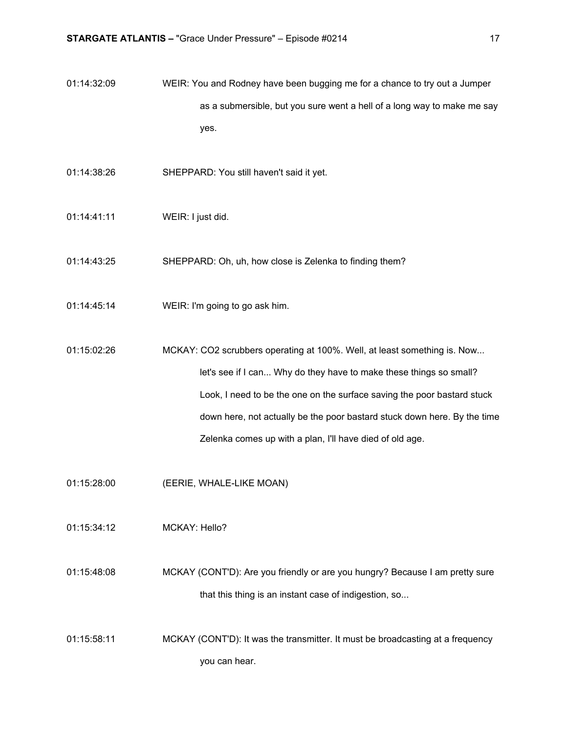01:14:32:09 WEIR: You and Rodney have been bugging me for a chance to try out a Jumper as a submersible, but you sure went a hell of a long way to make me say yes.

01:14:38:26 SHEPPARD: You still haven't said it yet.

01:14:41:11 WEIR: I just did.

01:14:43:25 SHEPPARD: Oh, uh, how close is Zelenka to finding them?

01:14:45:14 WEIR: I'm going to go ask him.

01:15:02:26 MCKAY: $CO_2$ scrubbers operating at 100%. Well, at least something is. Now... let's see if I can... Why do they have to make these things so small? Look, I need to be the one on the surface saving the poor bastard stuck down here, not actually be the poor bastard stuck down here. By the time Zelenka comes up with a plan, I'll have died of old age.

01:15:28:00 (EERIE, WHALE-LIKE MOAN)

01:15:34:12 MCKAY: Hello?

01:15:48:08 MCKAY (CONT'D): Are you friendly or are you hungry? Because I am pretty sure that this thing is an instant case of indigestion, so...

01:15:58:11 MCKAY (CONT'D): It was the transmitter. It must be broadcasting at a frequency you can hear.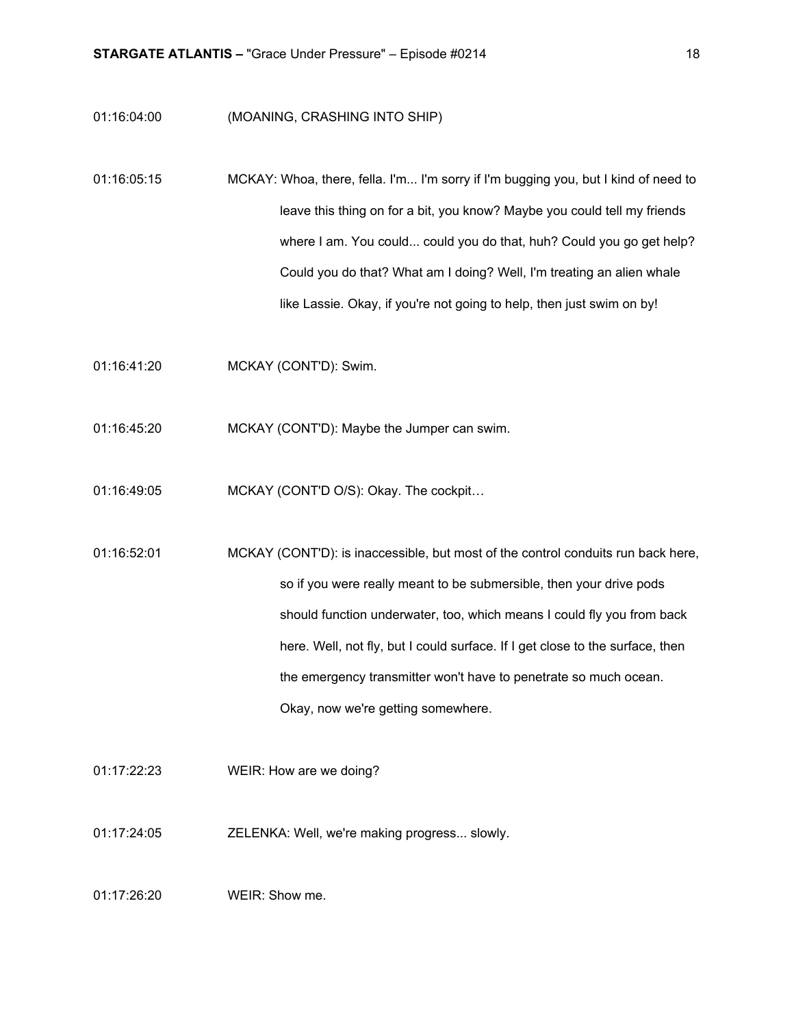01:16:04:00 (MOANING, CRASHING INTO SHIP)

01:16:05:15 MCKAY: Whoa, there, fella. I'm... I'm sorry if I'm bugging you, but I kind of need to leave this thing on for a bit, you know? Maybe you could tell my friends where I am. You could... could you do that, huh? Could you go get help? Could you do that? What am I doing? Well, I'm treating an alien whale like Lassie. Okay, if you're not going to help, then just swim on by!

01:16:41:20 MCKAY (CONT'D): Swim.

01:16:45:20 MCKAY (CONT'D): Maybe the Jumper can swim.

01:16:49:05 MCKAY (CONT'D O/S): Okay. The cockpit…

01:16:52:01 MCKAY (CONT'D): is inaccessible, but most of the control conduits run back here, so if you were really meant to be submersible, then your drive pods should function underwater, too, which means I could fly you from back here. Well, not fly, but I could surface. If I get close to the surface, then the emergency transmitter won't have to penetrate so much ocean. Okay, now we're getting somewhere.

01:17:22:23 WEIR: How are we doing?

01:17:24:05 ZELENKA: Well, we're making progress... slowly.

01:17:26:20 WEIR: Show me.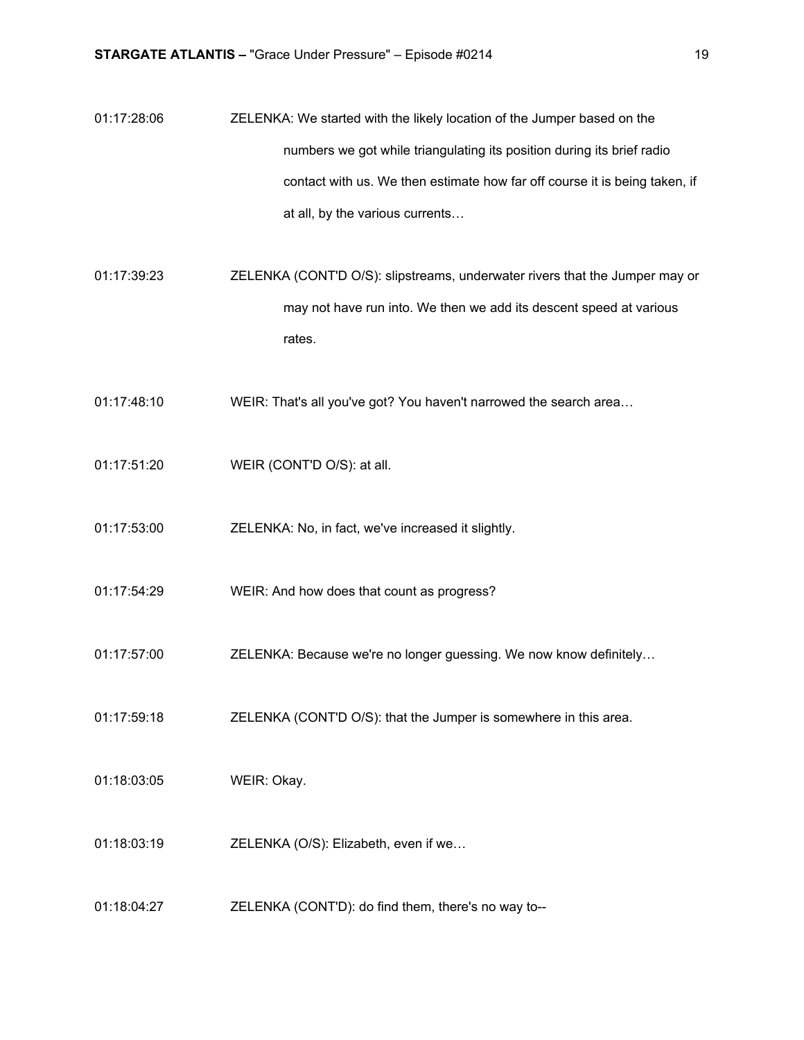01:17:28:06 ZELENKA: We started with the likely location of the Jumper based on the numbers we got while triangulating its position during its brief radio contact with us. We then estimate how far off course it is being taken, if at all, by the various currents…

01:17:39:23 ZELENKA (CONT'D O/S): slipstreams, underwater rivers that the Jumper may or may not have run into. We then we add its descent speed at various rates.

01:17:48:10 WEIR: That's all you've got? You haven't narrowed the search area…

01:17:51:20 WEIR (CONT'D O/S): at all.

01:17:53:00 ZELENKA: No, in fact, we've increased it slightly.

01:17:54:29 WEIR: And how does that count as progress?

01:17:57:00 ZELENKA: Because we're no longer guessing. We now know definitely…

01:17:59:18 ZELENKA (CONT'D O/S): that the Jumper is somewhere in this area.

01:18:03:05 WEIR: Okay.

01:18:03:19 ZELENKA (O/S): Elizabeth, even if we…

01:18:04:27 ZELENKA (CONT'D): do find them, there's no way to--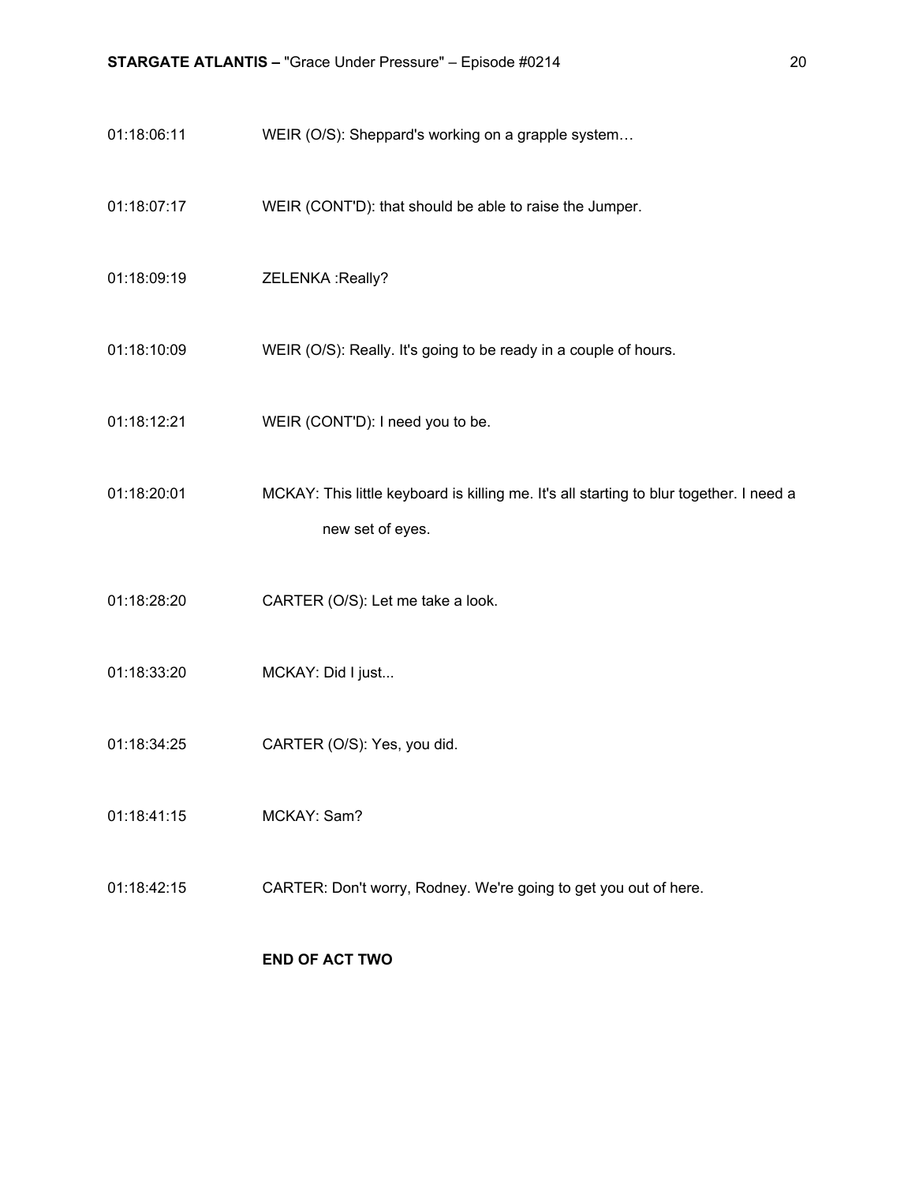01:18:06:11 WEIR (O/S): Sheppard's working on a grapple system…

01:18:07:17 WEIR (CONT'D): that should be able to raise the Jumper.

01:18:09:19 ZELENKA :Really?

01:18:10:09 WEIR (O/S): Really. It's going to be ready in a couple of hours.

01:18:12:21 WEIR (CONT'D): I need you to be.

01:18:20:01 MCKAY: This little keyboard is killing me. It's all starting to blur together. I need a new set of eyes.

01:18:28:20 CARTER (O/S): Let me take a look.

01:18:33:20 MCKAY: Did I just...

01:18:34:25 CARTER (O/S): Yes, you did.

01:18:41:15 MCKAY: Sam?

01:18:42:15 CARTER: Don't worry, Rodney. We're going to get you out of here.

**END OF ACT TWO**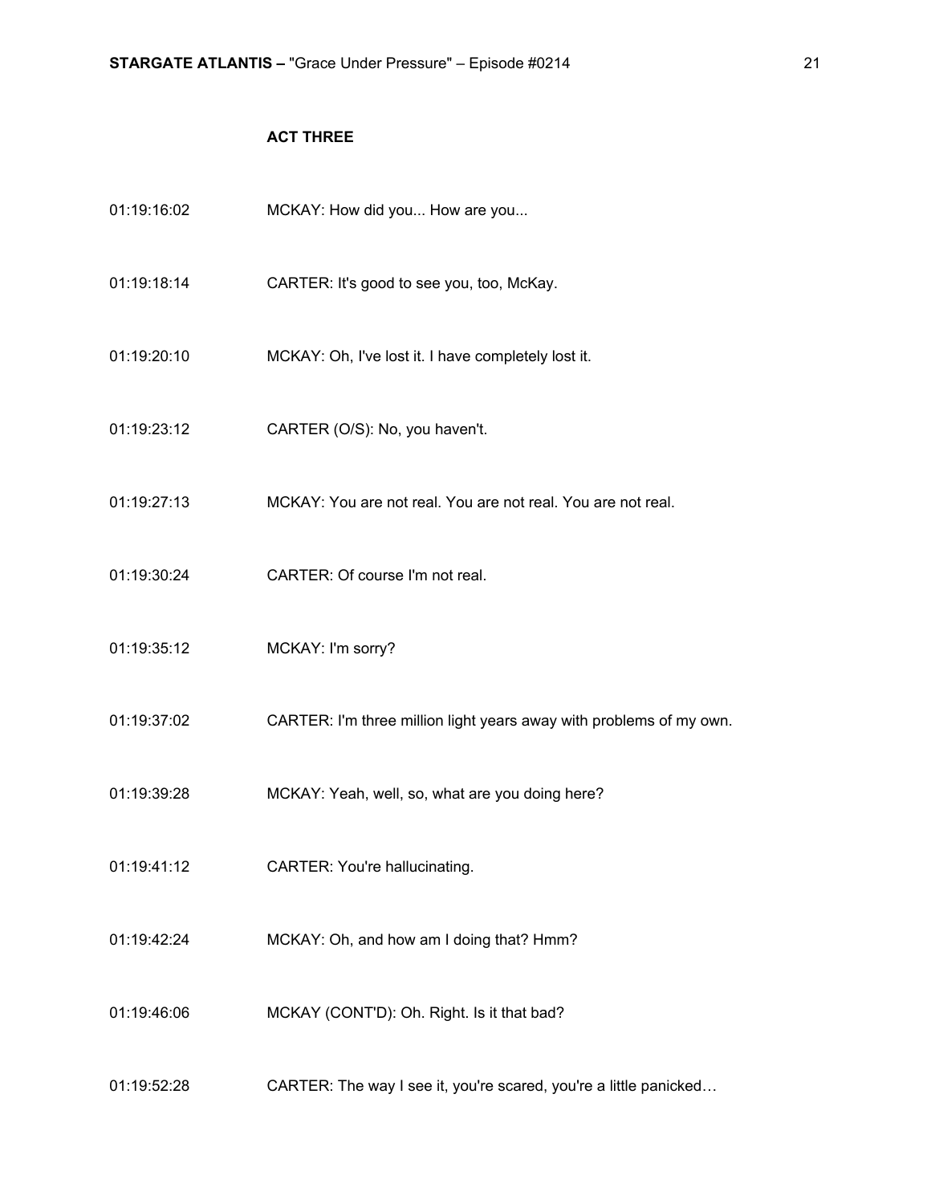## ACT THREE

01:19:16:02 MCKAY: How did you... How are you...

01:19:18:14 CARTER: It's good to see you, too, McKay.

01:19:20:10 MCKAY: Oh, I've lost it. I have completely lost it.

01:19:23:12 CARTER (O/S): No, you haven't.

01:19:27:13 MCKAY: You are not real. You are not real. You are not real.

01:19:30:24 CARTER: Of course I'm not real.

01:19:35:12 MCKAY: I'm sorry?

01:19:37:02 CARTER: I'm three million light years away with problems of my own.

01:19:39:28 MCKAY: Yeah, well, so, what are you doing here?

01:19:41:12 CARTER: You're hallucinating.

01:19:42:24 MCKAY: Oh, and how am I doing that? Hmm?

01:19:46:06 MCKAY (CONT'D): Oh. Right. Is it that bad?

01:19:52:28 CARTER: The way I see it, you're scared, you're a little panicked…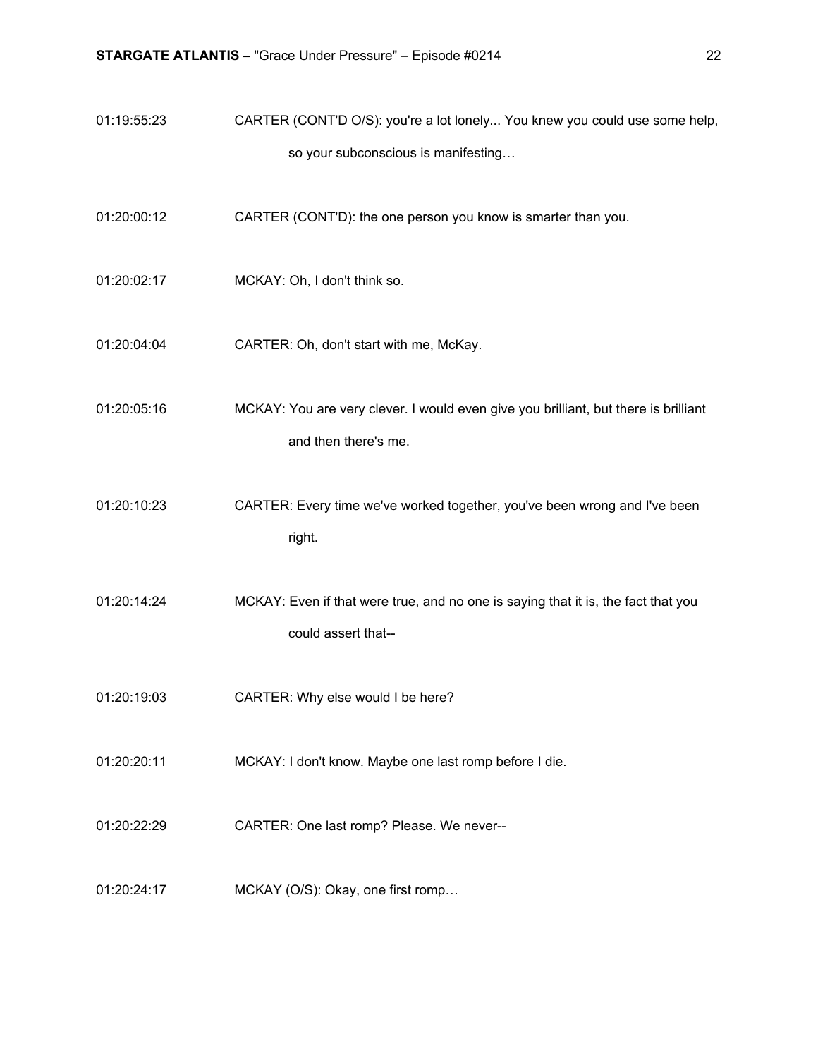01:19:55:23 CARTER (CONT'D O/S): you're a lot lonely... You knew you could use some help, so your subconscious is manifesting…

01:20:00:12 CARTER (CONT'D): the one person you know is smarter than you.

01:20:02:17 MCKAY: Oh, I don't think so.

01:20:04:04 CARTER: Oh, don't start with me, McKay.

01:20:05:16 MCKAY: You are very clever. I would even give you brilliant, but there is brilliant and then there's me.

01:20:10:23 CARTER: Every time we've worked together, you've been wrong and I've been right.

01:20:14:24 MCKAY: Even if that were true, and no one is saying that it is, the fact that you could assert that--

01:20:19:03 CARTER: Why else would I be here?

01:20:20:11 MCKAY: I don't know. Maybe one last romp before I die.

01:20:22:29 CARTER: One last romp? Please. We never--

01:20:24:17 MCKAY (O/S): Okay, one first romp…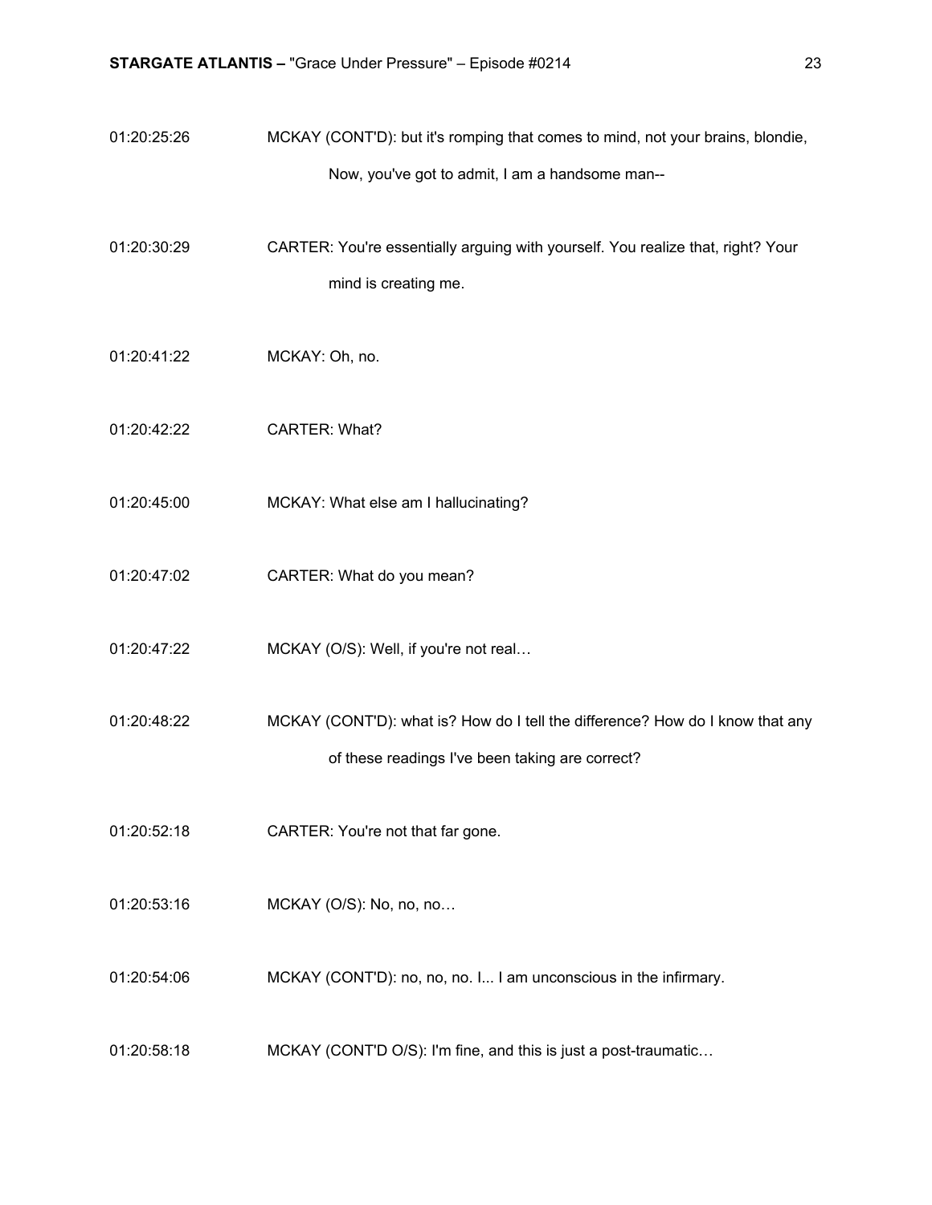01:20:25:26 MCKAY (CONT'D): but it's romping that comes to mind, not your brains, blondie, Now, you've got to admit, I am a handsome man--

01:20:30:29 CARTER: You're essentially arguing with yourself. You realize that, right? Your mind is creating me.

01:20:41:22 MCKAY: Oh, no.

01:20:42:22 CARTER: What?

01:20:45:00 MCKAY: What else am I hallucinating?

01:20:47:02 CARTER: What do you mean?

01:20:47:22 MCKAY (O/S): Well, if you're not real…

01:20:48:22 MCKAY (CONT'D): what is? How do I tell the difference? How do I know that any of these readings I've been taking are correct?

01:20:52:18 CARTER: You're not that far gone.

01:20:53:16 MCKAY (O/S): No, no, no…

01:20:54:06 MCKAY (CONT'D): no, no, no. I... I am unconscious in the infirmary.

01:20:58:18 MCKAY (CONT'D O/S): I'm fine, and this is just a post-traumatic…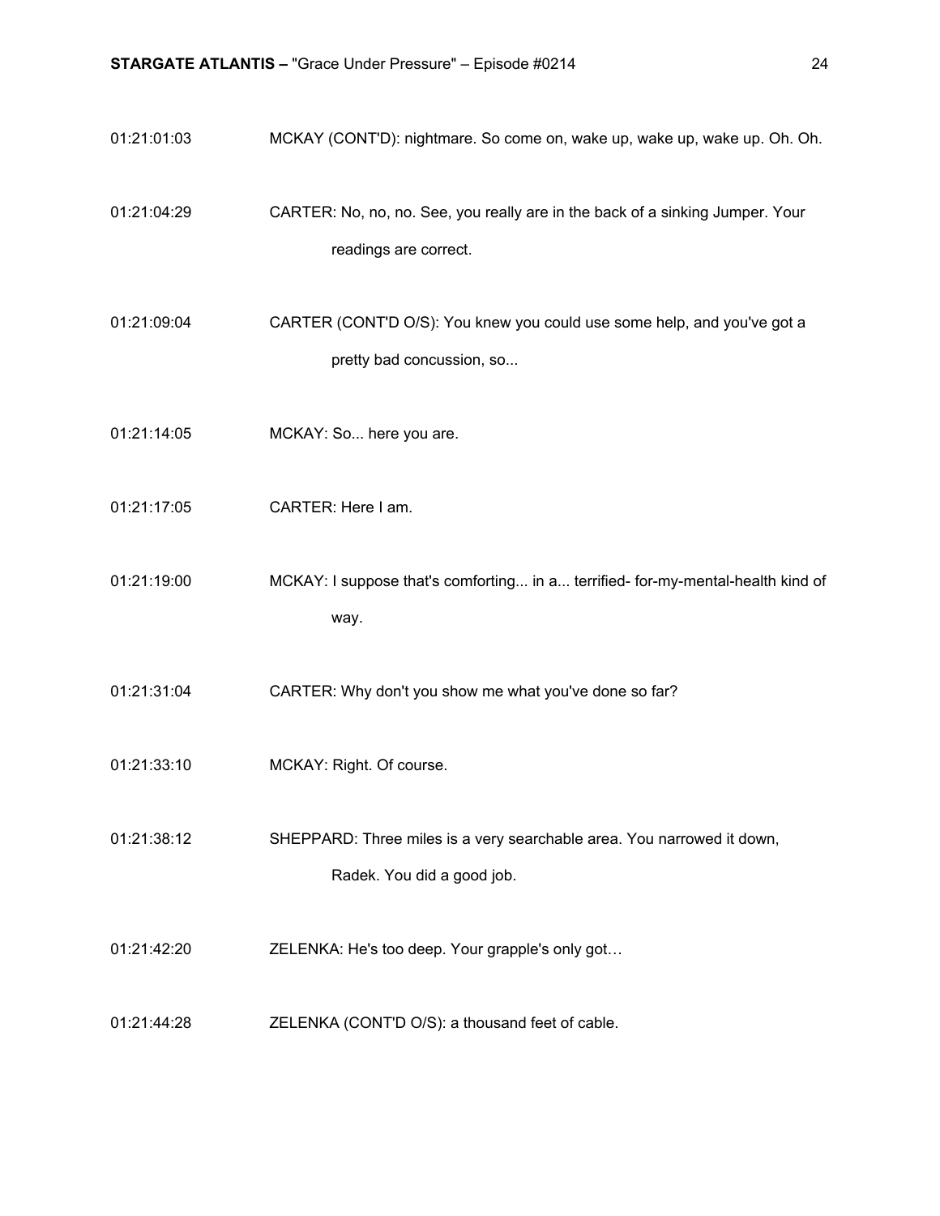01:21:01:03 MCKAY (CONT'D): nightmare. So come on, wake up, wake up, wake up. Oh. Oh.

01:21:04:29 CARTER: No, no, no. See, you really are in the back of a sinking Jumper. Your readings are correct.

01:21:09:04 CARTER (CONT'D O/S): You knew you could use some help, and you've got a pretty bad concussion, so...

01:21:14:05 MCKAY: So... here you are.

01:21:17:05 CARTER: Here I am.

01:21:19:00 MCKAY: I suppose that's comforting... in a... terrified- for-my-mental-health kind of way.

01:21:31:04 CARTER: Why don't you show me what you've done so far?

01:21:33:10 MCKAY: Right. Of course.

01:21:38:12 SHEPPARD: Three miles is a very searchable area. You narrowed it down, Radek. You did a good job.

01:21:42:20 ZELENKA: He's too deep. Your grapple's only got…

01:21:44:28 ZELENKA (CONT'D O/S): a thousand feet of cable.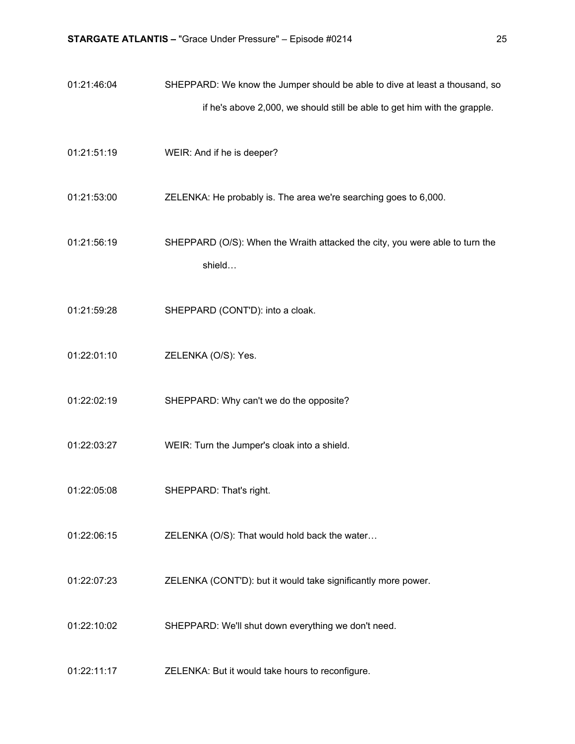01:21:46:04 SHEPPARD: We know the Jumper should be able to dive at least a thousand, so if he's above 2,000, we should still be able to get him with the grapple.

01:21:51:19 WEIR: And if he is deeper?

01:21:53:00 ZELENKA: He probably is. The area we're searching goes to 6,000.

01:21:56:19 SHEPPARD (O/S): When the Wraith attacked the city, you were able to turn the shield…

01:21:59:28 SHEPPARD (CONT'D): into a cloak.

01:22:01:10 ZELENKA (O/S): Yes.

01:22:02:19 SHEPPARD: Why can't we do the opposite?

01:22:03:27 WEIR: Turn the Jumper's cloak into a shield.

01:22:05:08 SHEPPARD: That's right.

01:22:06:15 ZELENKA (O/S): That would hold back the water…

01:22:07:23 ZELENKA (CONT'D): but it would take significantly more power.

01:22:10:02 SHEPPARD: We'll shut down everything we don't need.

01:22:11:17 ZELENKA: But it would take hours to reconfigure.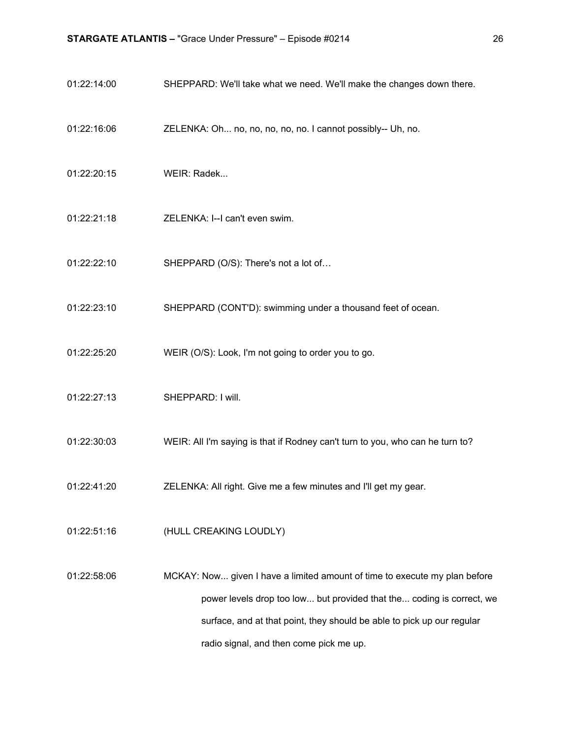01:22:14:00 SHEPPARD: We'll take what we need. We'll make the changes down there.

01:22:16:06 ZELENKA: Oh... no, no, no, no, no. I cannot possibly-- Uh, no.

01:22:20:15 WEIR: Radek...

01:22:21:18 ZELENKA: I--I can't even swim.

01:22:22:10 SHEPPARD (O/S): There's not a lot of…

01:22:23:10 SHEPPARD (CONT'D): swimming under a thousand feet of ocean.

01:22:25:20 WEIR (O/S): Look, I'm not going to order you to go.

01:22:27:13 SHEPPARD: I will.

01:22:30:03 WEIR: All I'm saying is that if Rodney can't turn to you, who can he turn to?

01:22:41:20 ZELENKA: All right. Give me a few minutes and I'll get my gear.

01:22:51:16 (HULL CREAKING LOUDLY)

01:22:58:06 MCKAY: Now... given I have a limited amount of time to execute my plan before power levels drop too low... but provided that the... coding is correct, we surface, and at that point, they should be able to pick up our regular radio signal, and then come pick me up.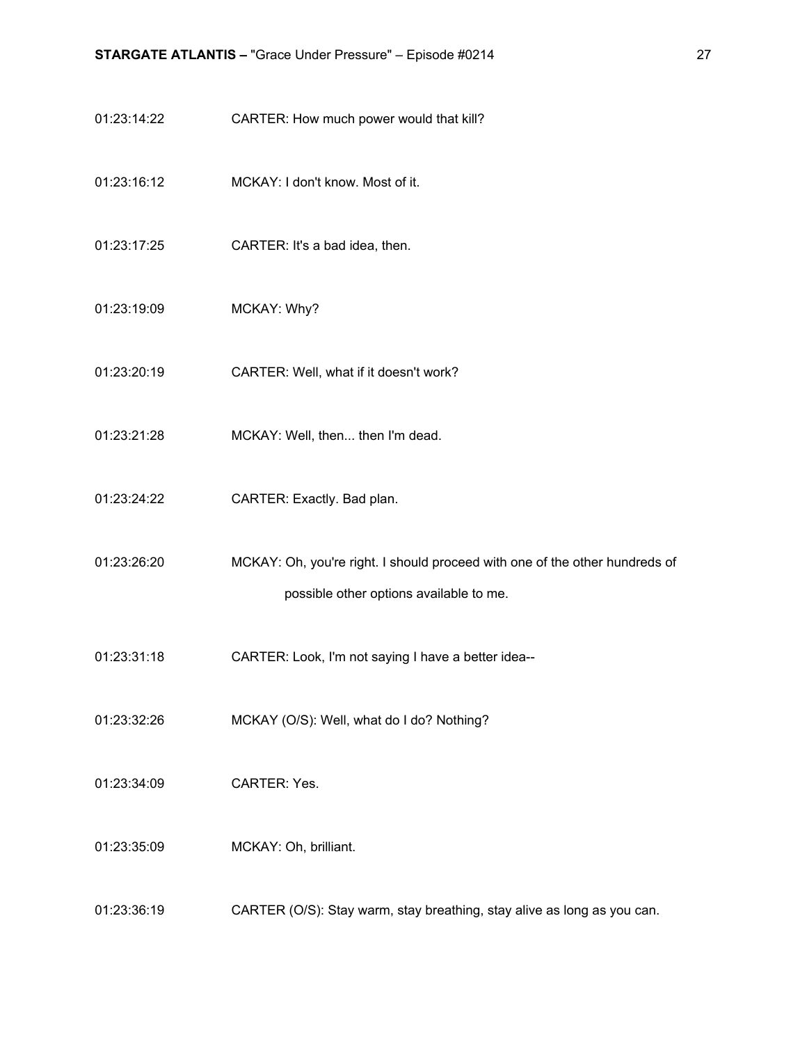01:23:14:22 CARTER: How much power would that kill?

01:23:16:12 MCKAY: I don't know. Most of it.

01:23:17:25 CARTER: It's a bad idea, then.

01:23:19:09 MCKAY: Why?

01:23:20:19 CARTER: Well, what if it doesn't work?

01:23:21:28 MCKAY: Well, then... then I'm dead.

01:23:24:22 CARTER: Exactly. Bad plan.

01:23:26:20 MCKAY: Oh, you're right. I should proceed with one of the other hundreds of possible other options available to me.

01:23:31:18 CARTER: Look, I'm not saying I have a better idea--

01:23:32:26 MCKAY (O/S): Well, what do I do? Nothing?

01:23:34:09 CARTER: Yes.

01:23:35:09 MCKAY: Oh, brilliant.

01:23:36:19 CARTER (O/S): Stay warm, stay breathing, stay alive as long as you can.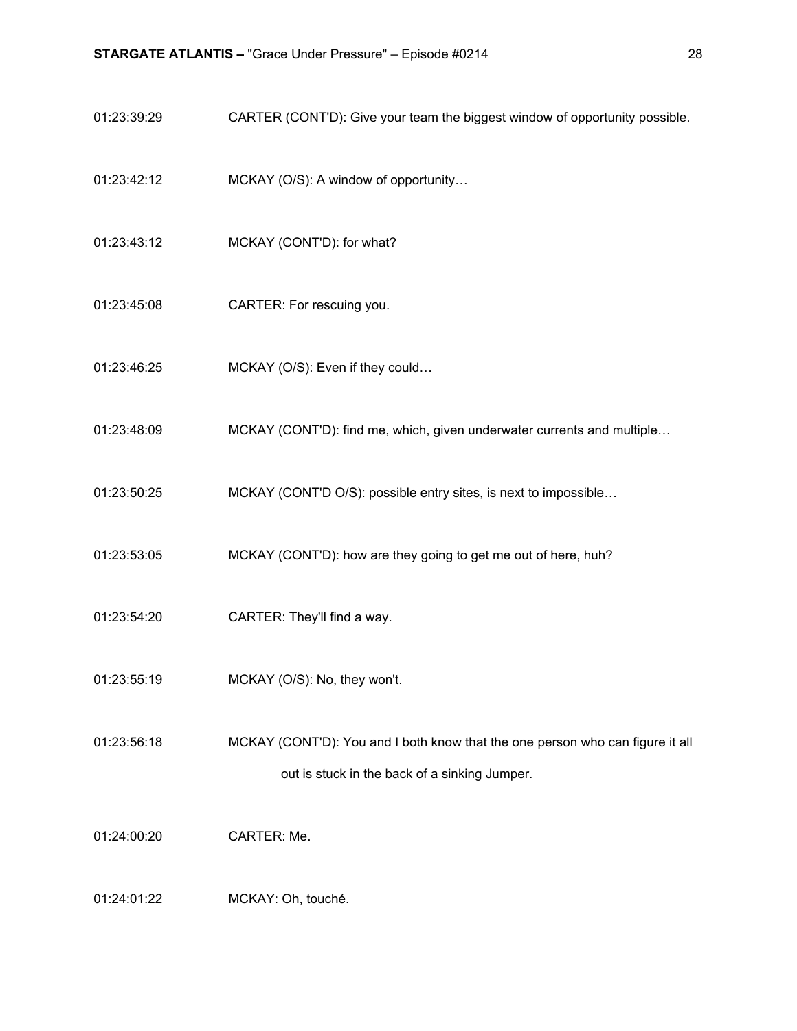01:23:39:29 CARTER (CONT'D): Give your team the biggest window of opportunity possible.

01:23:42:12 MCKAY (O/S): A window of opportunity…

01:23:43:12 MCKAY (CONT'D): for what?

01:23:45:08 CARTER: For rescuing you.

01:23:46:25 MCKAY (O/S): Even if they could…

01:23:48:09 MCKAY (CONT'D): find me, which, given underwater currents and multiple…

01:23:50:25 MCKAY (CONT'D O/S): possible entry sites, is next to impossible…

01:23:53:05 MCKAY (CONT'D): how are they going to get me out of here, huh?

01:23:54:20 CARTER: They'll find a way.

01:23:55:19 MCKAY (O/S): No, they won't.

01:23:56:18 MCKAY (CONT'D): You and I both know that the one person who can figure it all out is stuck in the back of a sinking Jumper.

01:24:00:20 CARTER: Me.

01:24:01:22 MCKAY: Oh, touché.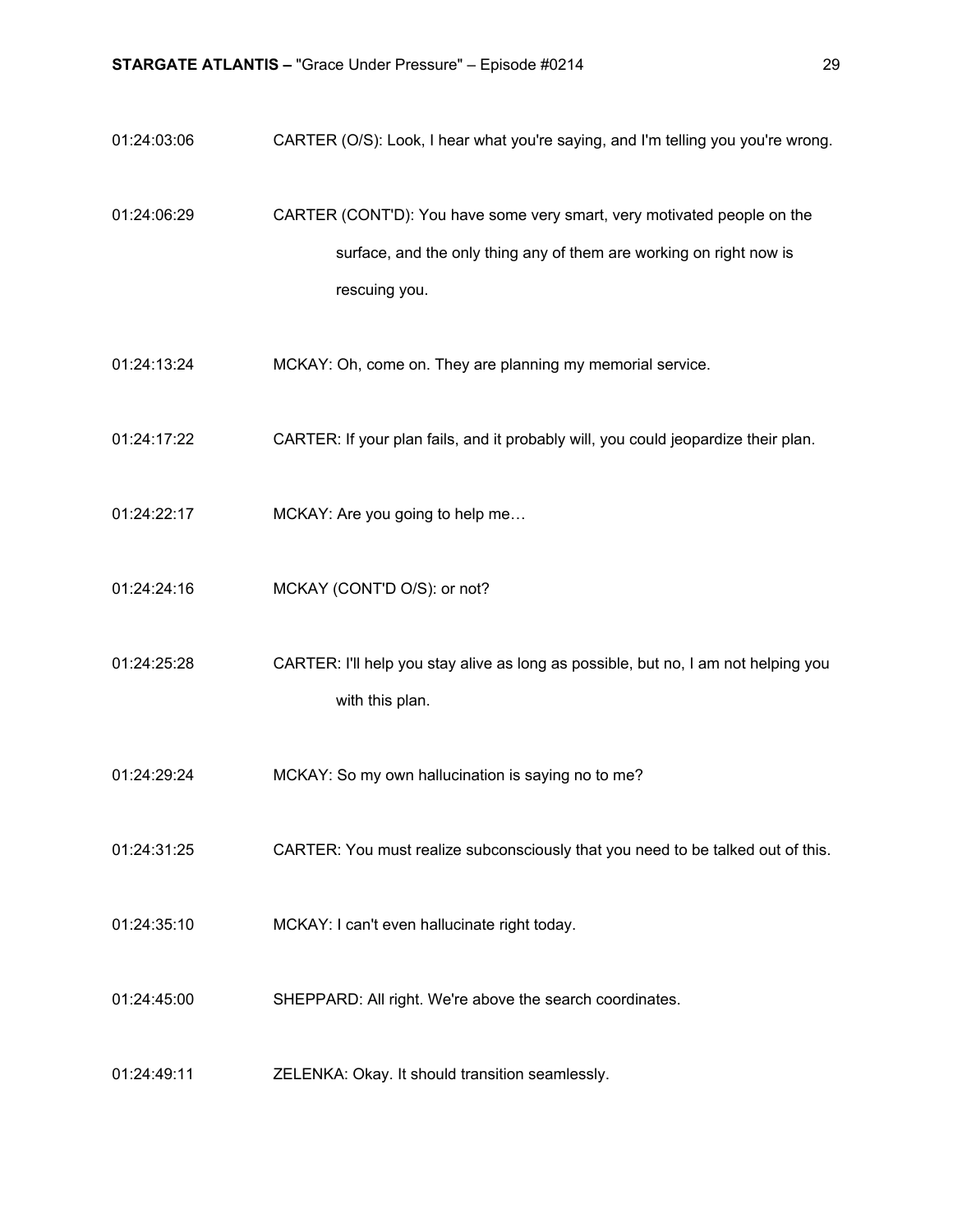01:24:03:06 CARTER (O/S): Look, I hear what you're saying, and I'm telling you you're wrong.

01:24:06:29 CARTER (CONT'D): You have some very smart, very motivated people on the surface, and the only thing any of them are working on right now is rescuing you.

01:24:13:24 MCKAY: Oh, come on. They are planning my memorial service.

01:24:17:22 CARTER: If your plan fails, and it probably will, you could jeopardize their plan.

01:24:22:17 MCKAY: Are you going to help me…

01:24:24:16 MCKAY (CONT'D O/S): or not?

01:24:25:28 CARTER: I'll help you stay alive as long as possible, but no, I am not helping you with this plan.

01:24:29:24 MCKAY: So my own hallucination is saying no to me?

01:24:31:25 CARTER: You must realize subconsciously that you need to be talked out of this.

01:24:35:10 MCKAY: I can't even hallucinate right today.

01:24:45:00 SHEPPARD: All right. We're above the search coordinates.

01:24:49:11 ZELENKA: Okay. It should transition seamlessly.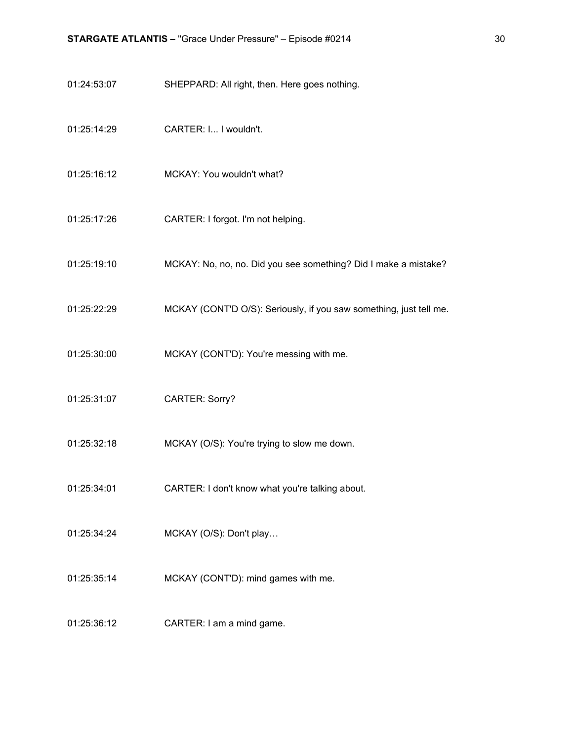| | |
|---|---|
| 01:24:53:07 | SHEPPARD: All right, then. Here goes nothing. |
| 01:25:14:29 | CARTER: I... I wouldn't. |
| 01:25:16:12 | MCKAY: You wouldn't what? |
| 01:25:17:26 | CARTER: I forgot. I'm not helping. |
| 01:25:19:10 | MCKAY: No, no, no. Did you see something? Did I make a mistake? |
| 01:25:22:29 | MCKAY (CONT'D O/S): Seriously, if you saw something, just tell me. |
| 01:25:30:00 | MCKAY (CONT'D): You're messing with me. |
| 01:25:31:07 | CARTER: Sorry? |
| 01:25:32:18 | MCKAY (O/S): You're trying to slow me down. |
| 01:25:34:01 | CARTER: I don't know what you're talking about. |
| 01:25:34:24 | MCKAY (O/S): Don't play… |
| 01:25:35:14 | MCKAY (CONT'D): mind games with me. |
| 01:25:36:12 | CARTER: I am a mind game. |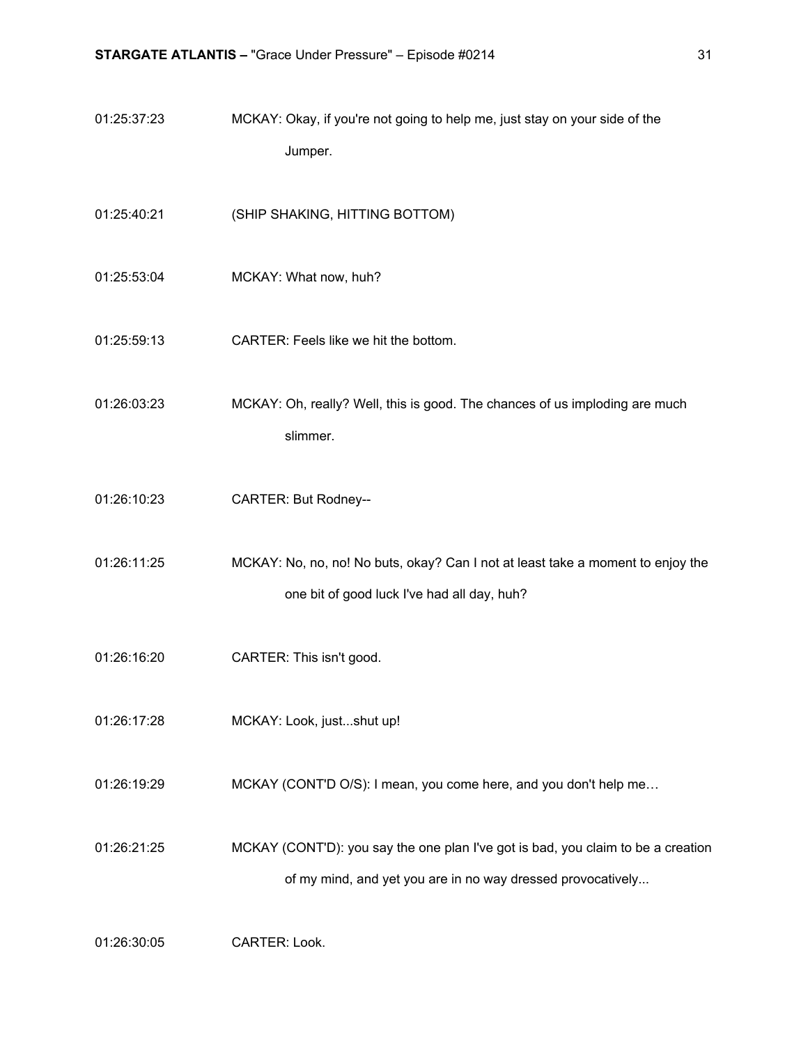01:25:37:23 MCKAY: Okay, if you're not going to help me, just stay on your side of the Jumper.

01:25:40:21 (SHIP SHAKING, HITTING BOTTOM)

01:25:53:04 MCKAY: What now, huh?

01:25:59:13 CARTER: Feels like we hit the bottom.

01:26:03:23 MCKAY: Oh, really? Well, this is good. The chances of us imploding are much slimmer.

01:26:10:23 CARTER: But Rodney--

01:26:11:25 MCKAY: No, no, no! No buts, okay? Can I not at least take a moment to enjoy the one bit of good luck I've had all day, huh?

01:26:16:20 CARTER: This isn't good.

01:26:17:28 MCKAY: Look, just...shut up!

01:26:19:29 MCKAY (CONT'D O/S): I mean, you come here, and you don't help me…

01:26:21:25 MCKAY (CONT'D): you say the one plan I've got is bad, you claim to be a creation of my mind, and yet you are in no way dressed provocatively...

01:26:30:05 CARTER: Look.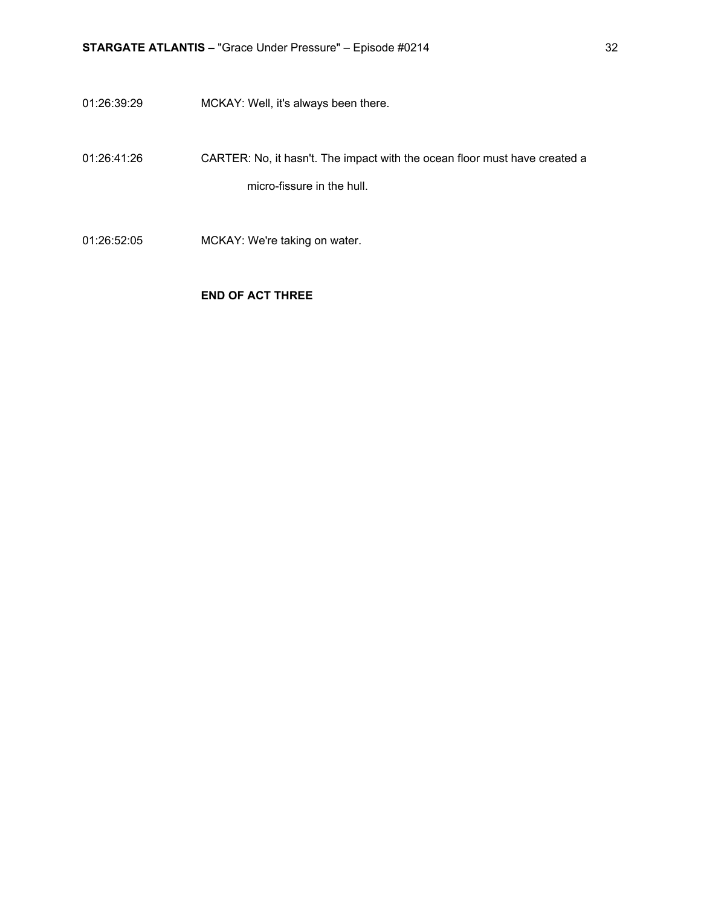01:26:39:29 MCKAY: Well, it's always been there.

01:26:41:26 CARTER: No, it hasn't. The impact with the ocean floor must have created a micro-fissure in the hull.

01:26:52:05 MCKAY: We're taking on water.

**END OF ACT THREE**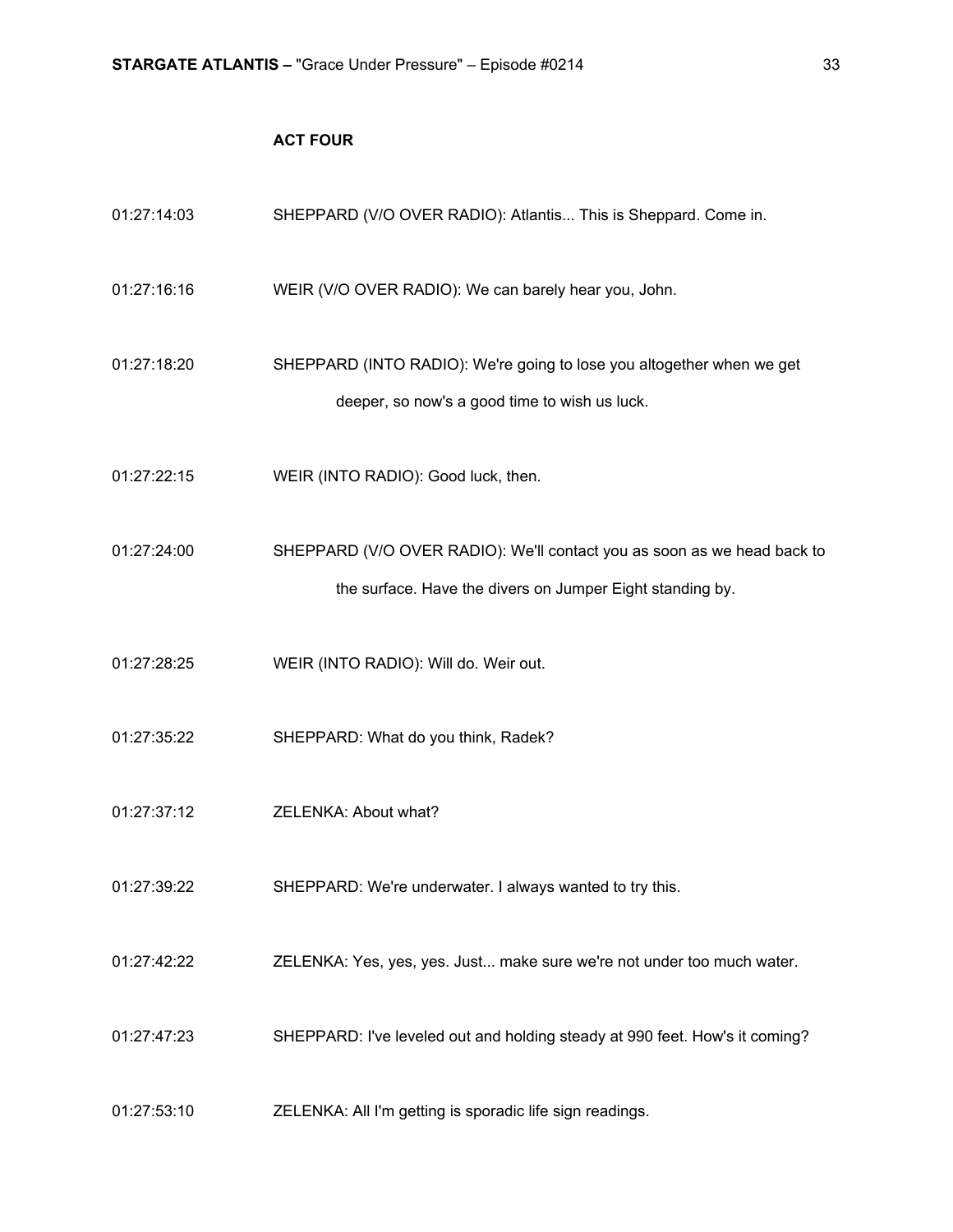**ACT FOUR**

01:27:14:03 SHEPPARD (V/O OVER RADIO): Atlantis... This is Sheppard. Come in.

01:27:16:16 WEIR (V/O OVER RADIO): We can barely hear you, John.

01:27:18:20 SHEPPARD (INTO RADIO): We're going to lose you altogether when we get deeper, so now's a good time to wish us luck.

01:27:22:15 WEIR (INTO RADIO): Good luck, then.

01:27:24:00 SHEPPARD (V/O OVER RADIO): We'll contact you as soon as we head back to the surface. Have the divers on Jumper Eight standing by.

01:27:28:25 WEIR (INTO RADIO): Will do. Weir out.

01:27:35:22 SHEPPARD: What do you think, Radek?

01:27:37:12 ZELENKA: About what?

01:27:39:22 SHEPPARD: We're underwater. I always wanted to try this.

01:27:42:22 ZELENKA: Yes, yes, yes. Just... make sure we're not under too much water.

01:27:47:23 SHEPPARD: I've leveled out and holding steady at 990 feet. How's it coming?

01:27:53:10 ZELENKA: All I'm getting is sporadic life sign readings.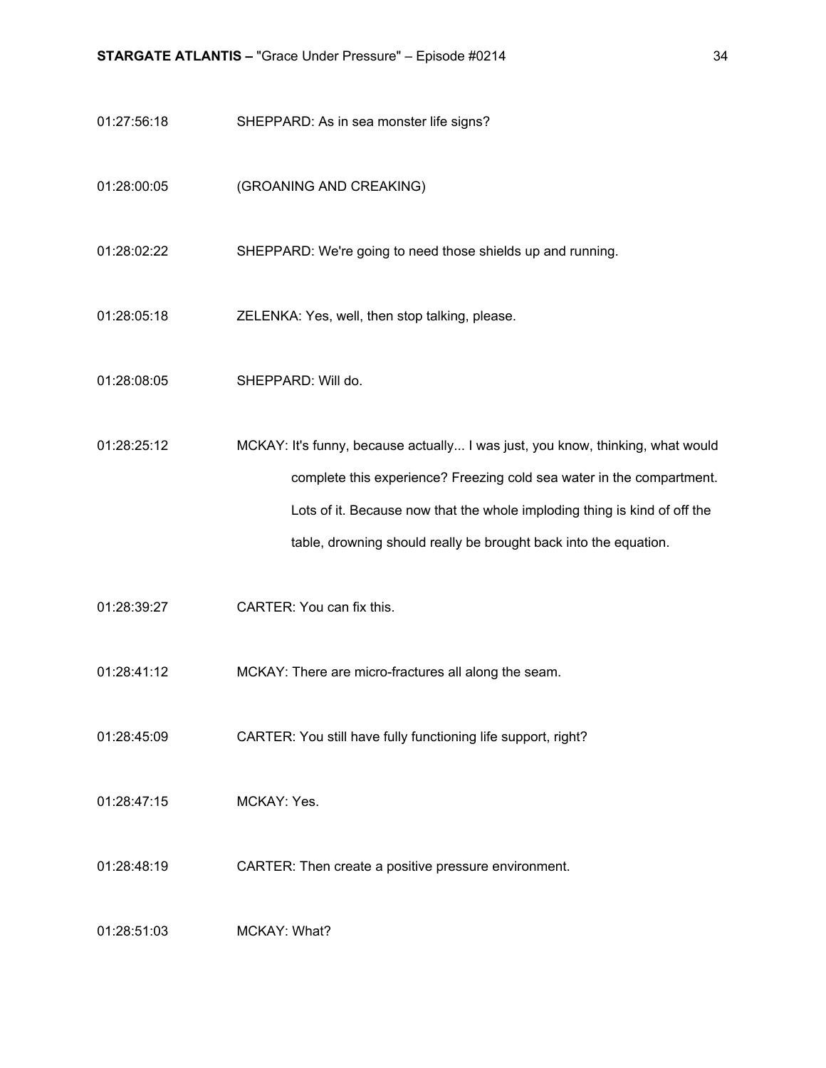01:27:56:18 SHEPPARD: As in sea monster life signs?

01:28:00:05 (GROANING AND CREAKING)

01:28:02:22 SHEPPARD: We're going to need those shields up and running.

01:28:05:18 ZELENKA: Yes, well, then stop talking, please.

01:28:08:05 SHEPPARD: Will do.

01:28:25:12 MCKAY: It's funny, because actually... I was just, you know, thinking, what would complete this experience? Freezing cold sea water in the compartment. Lots of it. Because now that the whole imploding thing is kind of off the table, drowning should really be brought back into the equation.

01:28:39:27 CARTER: You can fix this.

01:28:41:12 MCKAY: There are micro-fractures all along the seam.

01:28:45:09 CARTER: You still have fully functioning life support, right?

01:28:47:15 MCKAY: Yes.

01:28:48:19 CARTER: Then create a positive pressure environment.

01:28:51:03 MCKAY: What?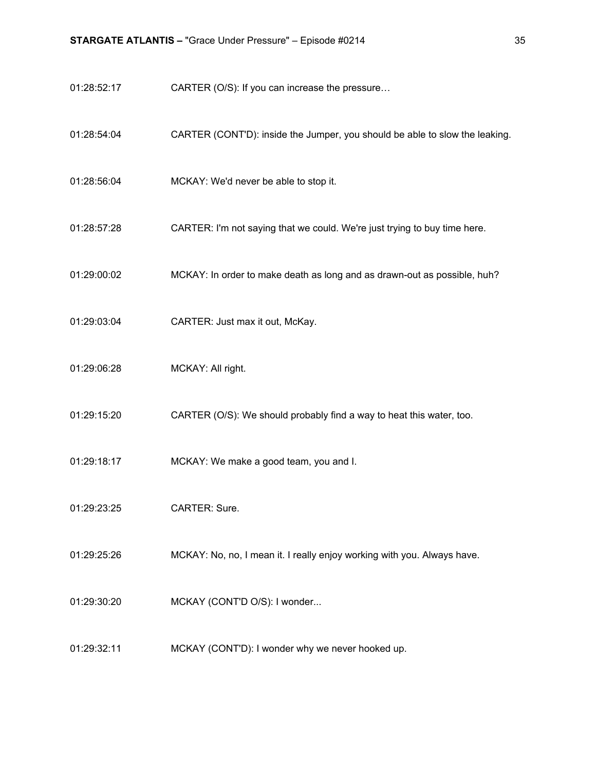| | |
|---|---|
| 01:28:52:17 | CARTER (O/S): If you can increase the pressure… |
| 01:28:54:04 | CARTER (CONT'D): inside the Jumper, you should be able to slow the leaking. |
| 01:28:56:04 | MCKAY: We'd never be able to stop it. |
| 01:28:57:28 | CARTER: I'm not saying that we could. We're just trying to buy time here. |
| 01:29:00:02 | MCKAY: In order to make death as long and as drawn-out as possible, huh? |
| 01:29:03:04 | CARTER: Just max it out, McKay. |
| 01:29:06:28 | MCKAY: All right. |
| 01:29:15:20 | CARTER (O/S): We should probably find a way to heat this water, too. |
| 01:29:18:17 | MCKAY: We make a good team, you and I. |
| 01:29:23:25 | CARTER: Sure. |
| 01:29:25:26 | MCKAY: No, no, I mean it. I really enjoy working with you. Always have. |
| 01:29:30:20 | MCKAY (CONT'D O/S): I wonder... |
| 01:29:32:11 | MCKAY (CONT'D): I wonder why we never hooked up. |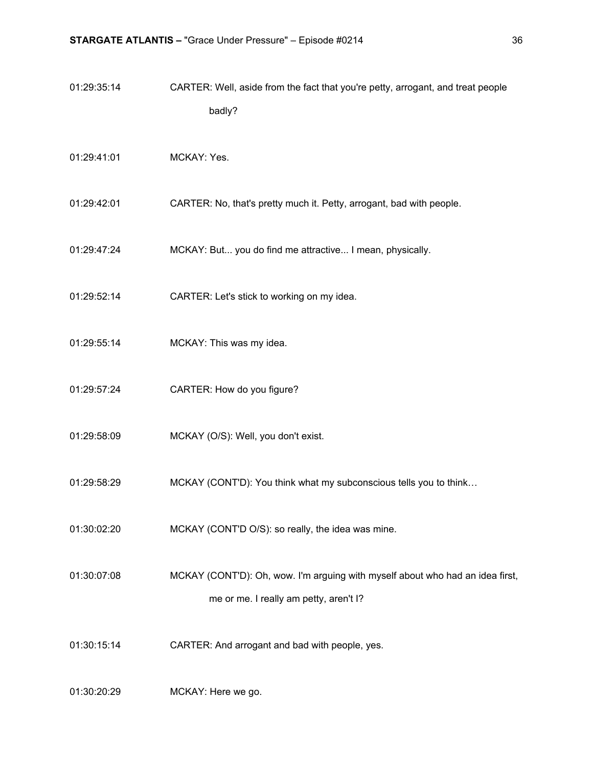01:29:35:14 CARTER: Well, aside from the fact that you're petty, arrogant, and treat people badly?

01:29:41:01 MCKAY: Yes.

01:29:42:01 CARTER: No, that's pretty much it. Petty, arrogant, bad with people.

01:29:47:24 MCKAY: But... you do find me attractive... I mean, physically.

01:29:52:14 CARTER: Let's stick to working on my idea.

01:29:55:14 MCKAY: This was my idea.

01:29:57:24 CARTER: How do you figure?

01:29:58:09 MCKAY (O/S): Well, you don't exist.

01:29:58:29 MCKAY (CONT'D): You think what my subconscious tells you to think…

01:30:02:20 MCKAY (CONT'D O/S): so really, the idea was mine.

01:30:07:08 MCKAY (CONT'D): Oh, wow. I'm arguing with myself about who had an idea first, me or me. I really am petty, aren't I?

01:30:15:14 CARTER: And arrogant and bad with people, yes.

01:30:20:29 MCKAY: Here we go.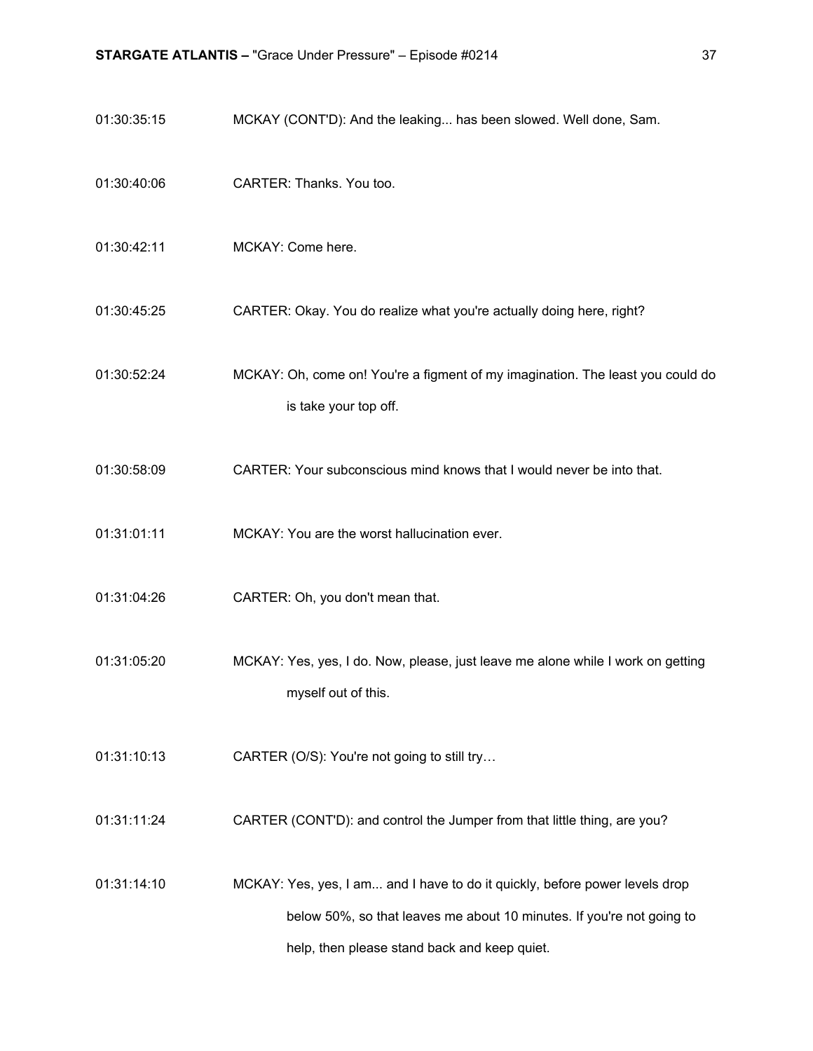01:30:35:15 MCKAY (CONT'D): And the leaking... has been slowed. Well done, Sam.

01:30:40:06 CARTER: Thanks. You too.

01:30:42:11 MCKAY: Come here.

01:30:45:25 CARTER: Okay. You do realize what you're actually doing here, right?

01:30:52:24 MCKAY: Oh, come on! You're a figment of my imagination. The least you could do is take your top off.

01:30:58:09 CARTER: Your subconscious mind knows that I would never be into that.

01:31:01:11 MCKAY: You are the worst hallucination ever.

01:31:04:26 CARTER: Oh, you don't mean that.

01:31:05:20 MCKAY: Yes, yes, I do. Now, please, just leave me alone while I work on getting myself out of this.

01:31:10:13 CARTER (O/S): You're not going to still try…

01:31:11:24 CARTER (CONT'D): and control the Jumper from that little thing, are you?

01:31:14:10 MCKAY: Yes, yes, I am... and I have to do it quickly, before power levels drop below 50%, so that leaves me about 10 minutes. If you're not going to help, then please stand back and keep quiet.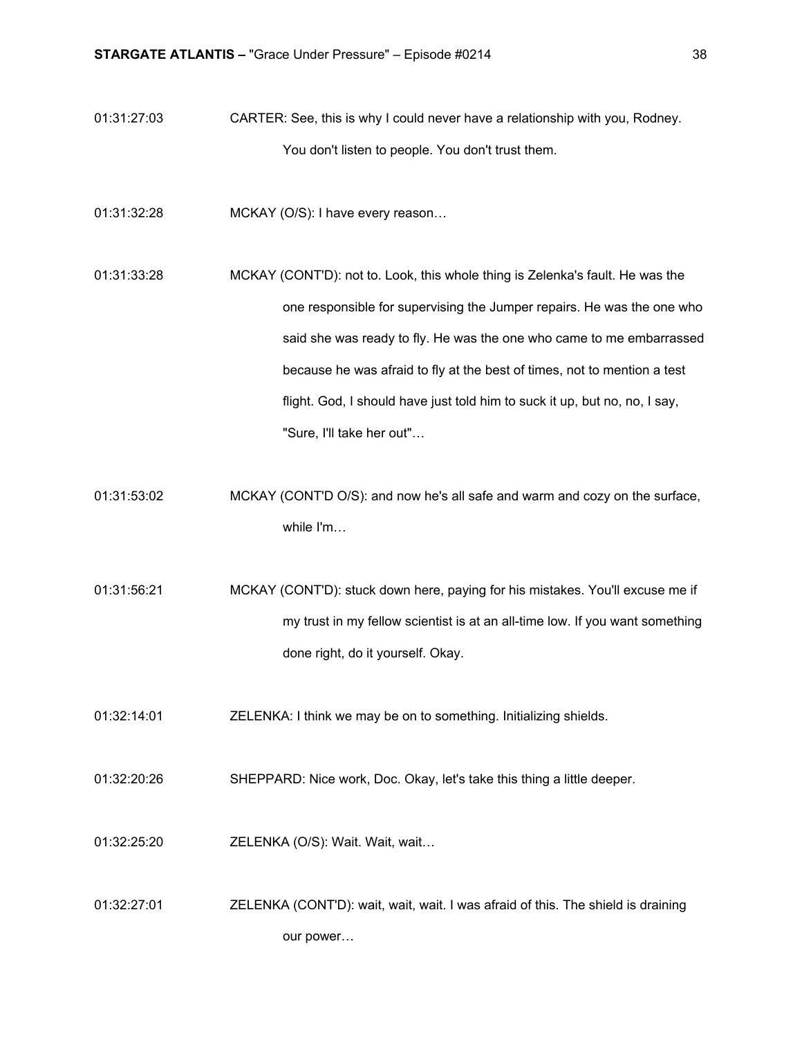01:31:27:03 CARTER: See, this is why I could never have a relationship with you, Rodney. You don't listen to people. You don't trust them.

01:31:32:28 MCKAY (O/S): I have every reason…

01:31:33:28 MCKAY (CONT'D): not to. Look, this whole thing is Zelenka's fault. He was the one responsible for supervising the Jumper repairs. He was the one who said she was ready to fly. He was the one who came to me embarrassed because he was afraid to fly at the best of times, not to mention a test flight. God, I should have just told him to suck it up, but no, no, I say, "Sure, I'll take her out"…

01:31:53:02 MCKAY (CONT'D O/S): and now he's all safe and warm and cozy on the surface, while I'm…

01:31:56:21 MCKAY (CONT'D): stuck down here, paying for his mistakes. You'll excuse me if my trust in my fellow scientist is at an all-time low. If you want something done right, do it yourself. Okay.

01:32:14:01 ZELENKA: I think we may be on to something. Initializing shields.

01:32:20:26 SHEPPARD: Nice work, Doc. Okay, let's take this thing a little deeper.

01:32:25:20 ZELENKA (O/S): Wait. Wait, wait…

01:32:27:01 ZELENKA (CONT'D): wait, wait, wait. I was afraid of this. The shield is draining our power…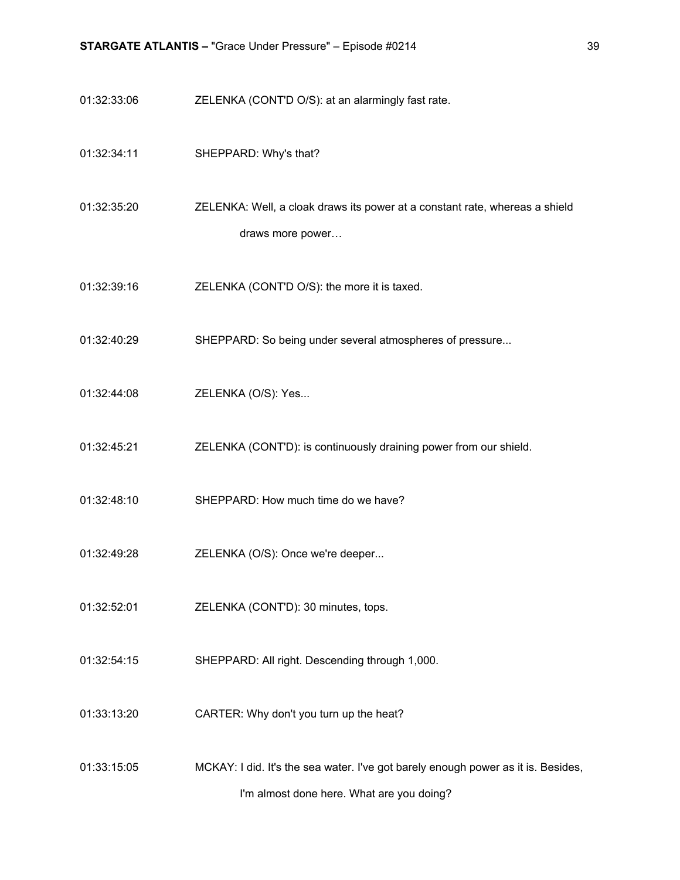01:32:33:06 ZELENKA (CONT'D O/S): at an alarmingly fast rate.

01:32:34:11 SHEPPARD: Why's that?

01:32:35:20 ZELENKA: Well, a cloak draws its power at a constant rate, whereas a shield draws more power…

01:32:39:16 ZELENKA (CONT'D O/S): the more it is taxed.

01:32:40:29 SHEPPARD: So being under several atmospheres of pressure...

01:32:44:08 ZELENKA (O/S): Yes...

01:32:45:21 ZELENKA (CONT'D): is continuously draining power from our shield.

01:32:48:10 SHEPPARD: How much time do we have?

01:32:49:28 ZELENKA (O/S): Once we're deeper...

01:32:52:01 ZELENKA (CONT'D): 30 minutes, tops.

01:32:54:15 SHEPPARD: All right. Descending through 1,000.

01:33:13:20 CARTER: Why don't you turn up the heat?

01:33:15:05 MCKAY: I did. It's the sea water. I've got barely enough power as it is. Besides, I'm almost done here. What are you doing?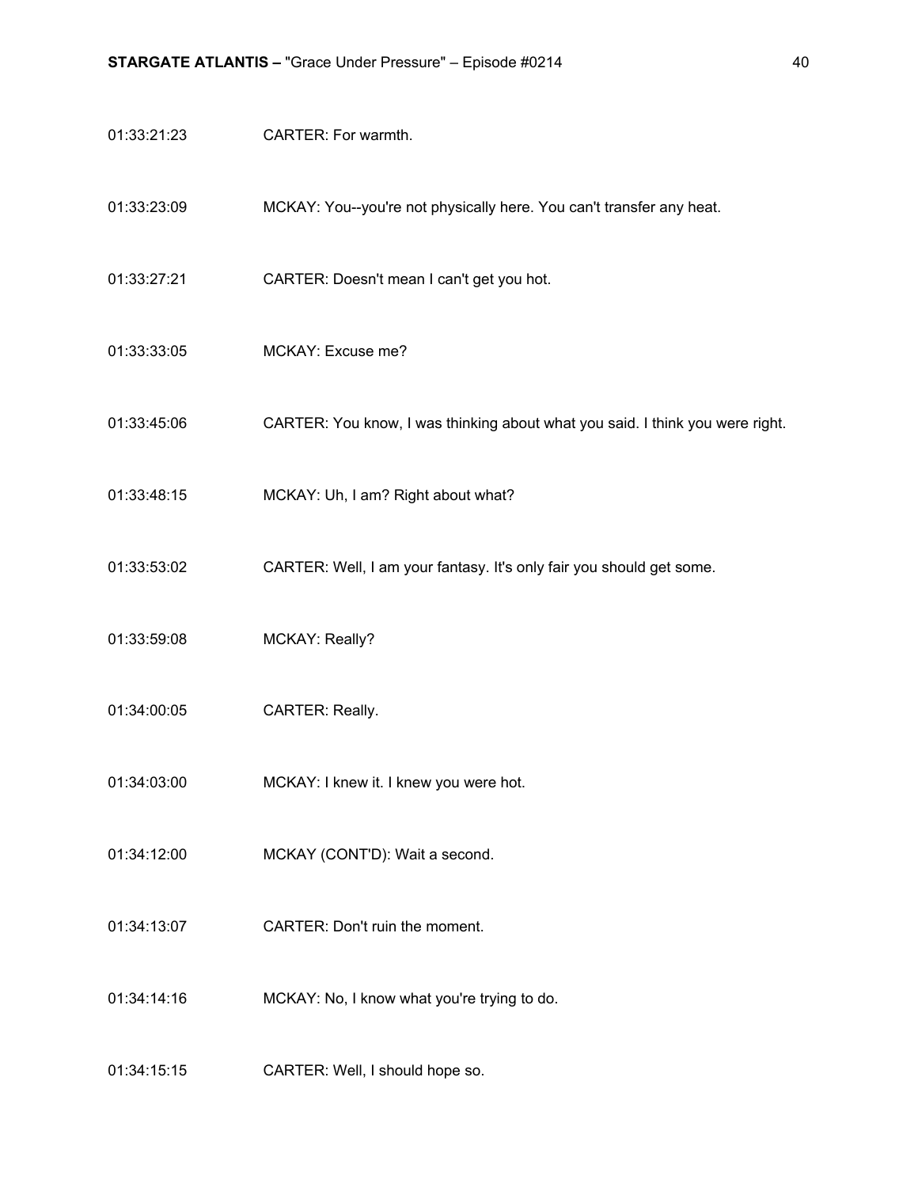01:33:21:23 CARTER: For warmth.

01:33:23:09 MCKAY: You--you're not physically here. You can't transfer any heat.

01:33:27:21 CARTER: Doesn't mean I can't get you hot.

01:33:33:05 MCKAY: Excuse me?

01:33:45:06 CARTER: You know, I was thinking about what you said. I think you were right.

01:33:48:15 MCKAY: Uh, I am? Right about what?

01:33:53:02 CARTER: Well, I am your fantasy. It's only fair you should get some.

01:33:59:08 MCKAY: Really?

01:34:00:05 CARTER: Really.

01:34:03:00 MCKAY: I knew it. I knew you were hot.

01:34:12:00 MCKAY (CONT'D): Wait a second.

01:34:13:07 CARTER: Don't ruin the moment.

01:34:14:16 MCKAY: No, I know what you're trying to do.

01:34:15:15 CARTER: Well, I should hope so.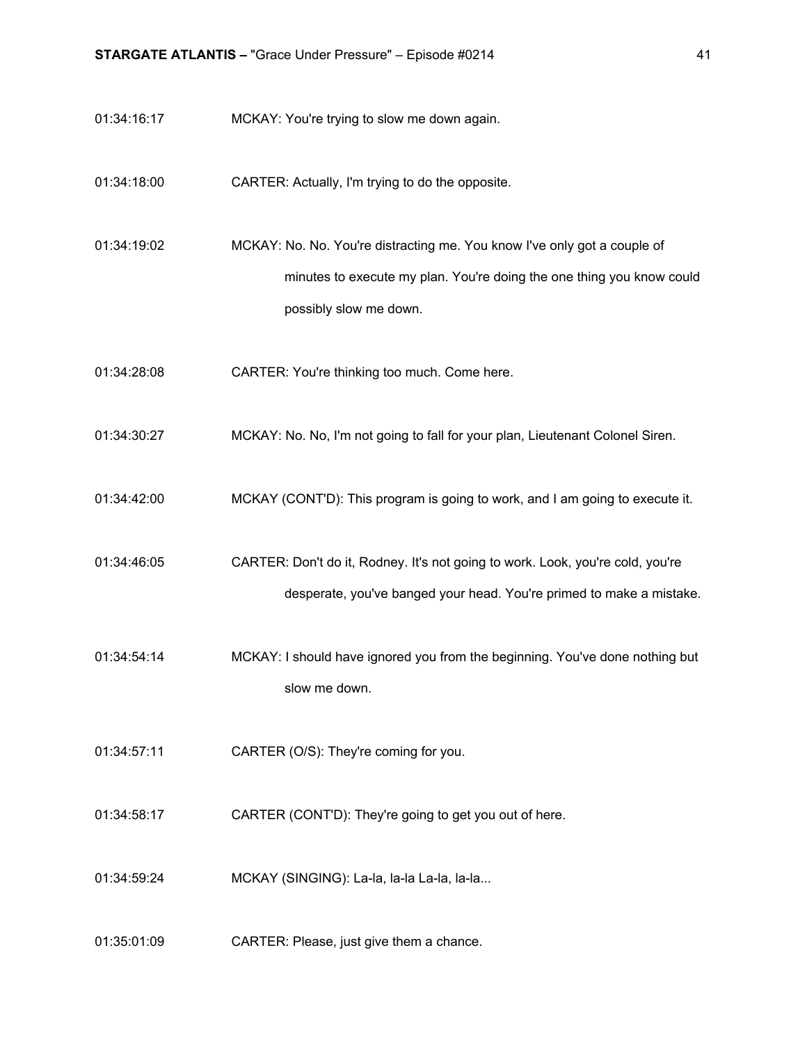01:34:16:17 MCKAY: You're trying to slow me down again.

01:34:18:00 CARTER: Actually, I'm trying to do the opposite.

01:34:19:02 MCKAY: No. No. You're distracting me. You know I've only got a couple of minutes to execute my plan. You're doing the one thing you know could possibly slow me down.

01:34:28:08 CARTER: You're thinking too much. Come here.

01:34:30:27 MCKAY: No. No, I'm not going to fall for your plan, Lieutenant Colonel Siren.

01:34:42:00 MCKAY (CONT'D): This program is going to work, and I am going to execute it.

01:34:46:05 CARTER: Don't do it, Rodney. It's not going to work. Look, you're cold, you're desperate, you've banged your head. You're primed to make a mistake.

01:34:54:14 MCKAY: I should have ignored you from the beginning. You've done nothing but slow me down.

01:34:57:11 CARTER (O/S): They're coming for you.

01:34:58:17 CARTER (CONT'D): They're going to get you out of here.

01:34:59:24 MCKAY (SINGING): La-la, la-la La-la, la-la...

01:35:01:09 CARTER: Please, just give them a chance.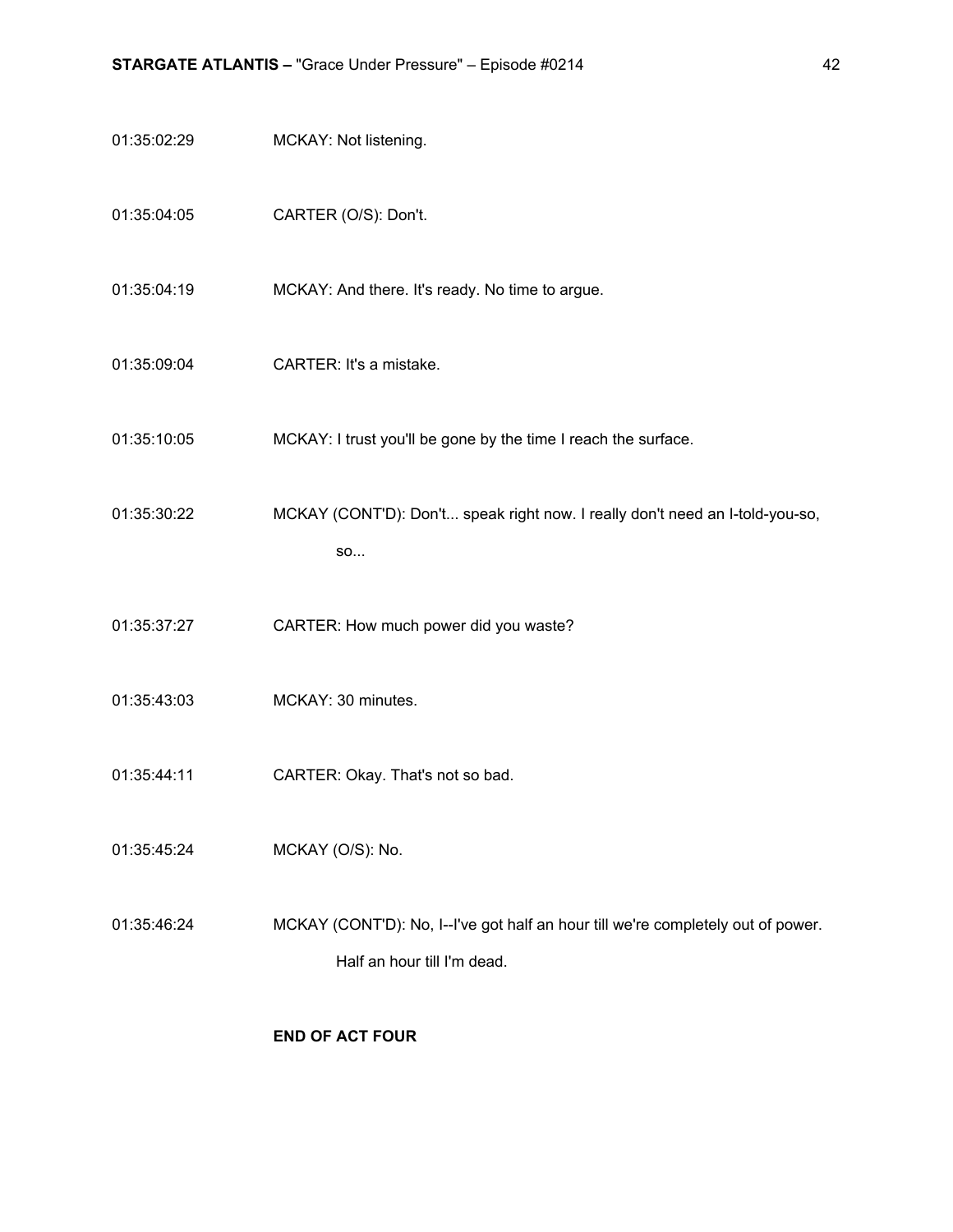01:35:02:29 MCKAY: Not listening.

01:35:04:05 CARTER (O/S): Don't.

01:35:04:19 MCKAY: And there. It's ready. No time to argue.

01:35:09:04 CARTER: It's a mistake.

01:35:10:05 MCKAY: I trust you'll be gone by the time I reach the surface.

01:35:30:22 MCKAY (CONT'D): Don't... speak right now. I really don't need an I-told-you-so, so...

01:35:37:27 CARTER: How much power did you waste?

01:35:43:03 MCKAY: 30 minutes.

01:35:44:11 CARTER: Okay. That's not so bad.

01:35:45:24 MCKAY (O/S): No.

01:35:46:24 MCKAY (CONT'D): No, I--I've got half an hour till we're completely out of power. Half an hour till I'm dead.

**END OF ACT FOUR**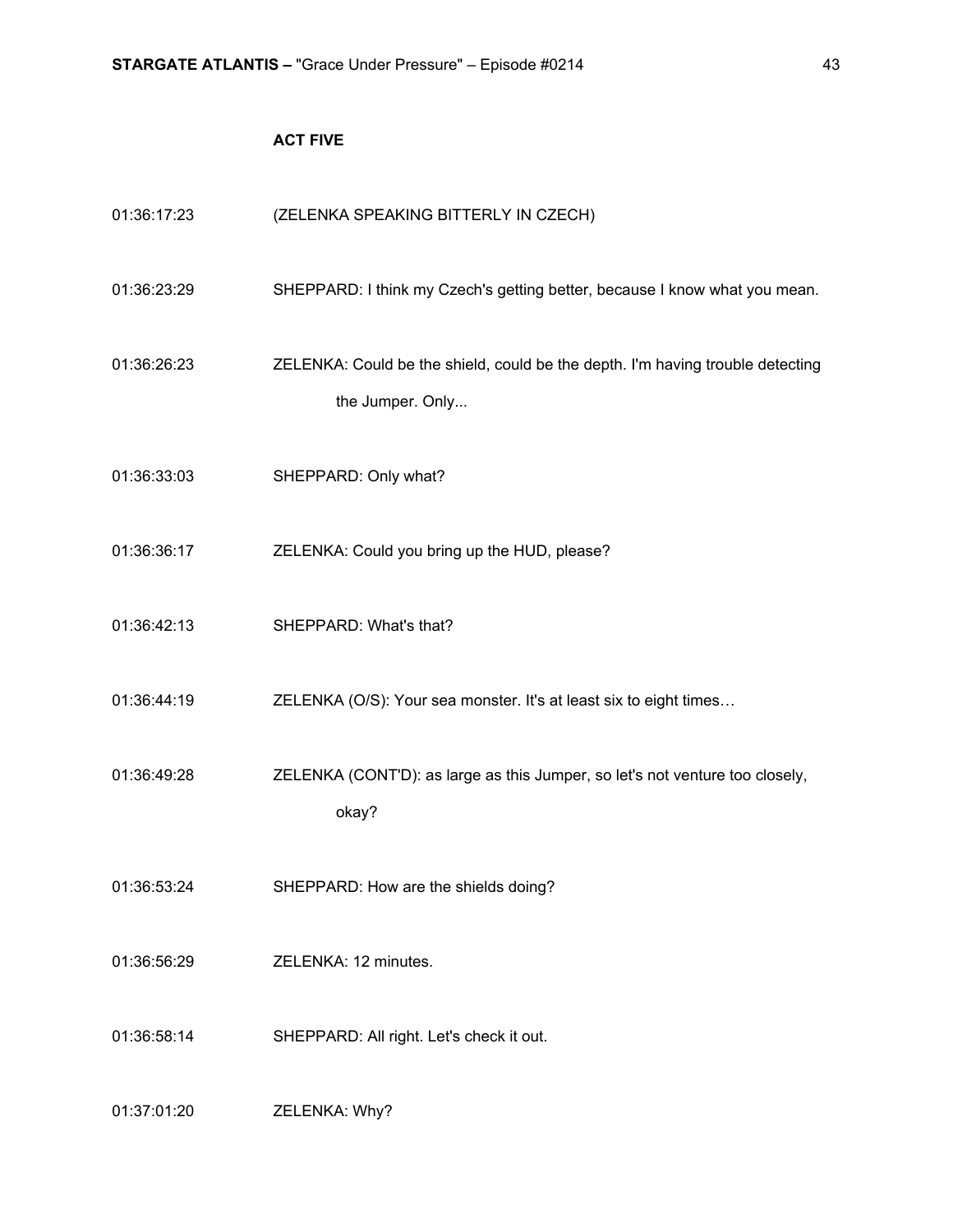**ACT FIVE**

01:36:17:23 (ZELENKA SPEAKING BITTERLY IN CZECH)

01:36:23:29 SHEPPARD: I think my Czech's getting better, because I know what you mean.

01:36:26:23 ZELENKA: Could be the shield, could be the depth. I'm having trouble detecting the Jumper. Only...

01:36:33:03 SHEPPARD: Only what?

01:36:36:17 ZELENKA: Could you bring up the HUD, please?

01:36:42:13 SHEPPARD: What's that?

01:36:44:19 ZELENKA (O/S): Your sea monster. It's at least six to eight times…

01:36:49:28 ZELENKA (CONT'D): as large as this Jumper, so let's not venture too closely, okay?

01:36:53:24 SHEPPARD: How are the shields doing?

01:36:56:29 ZELENKA: 12 minutes.

01:36:58:14 SHEPPARD: All right. Let's check it out.

01:37:01:20 ZELENKA: Why?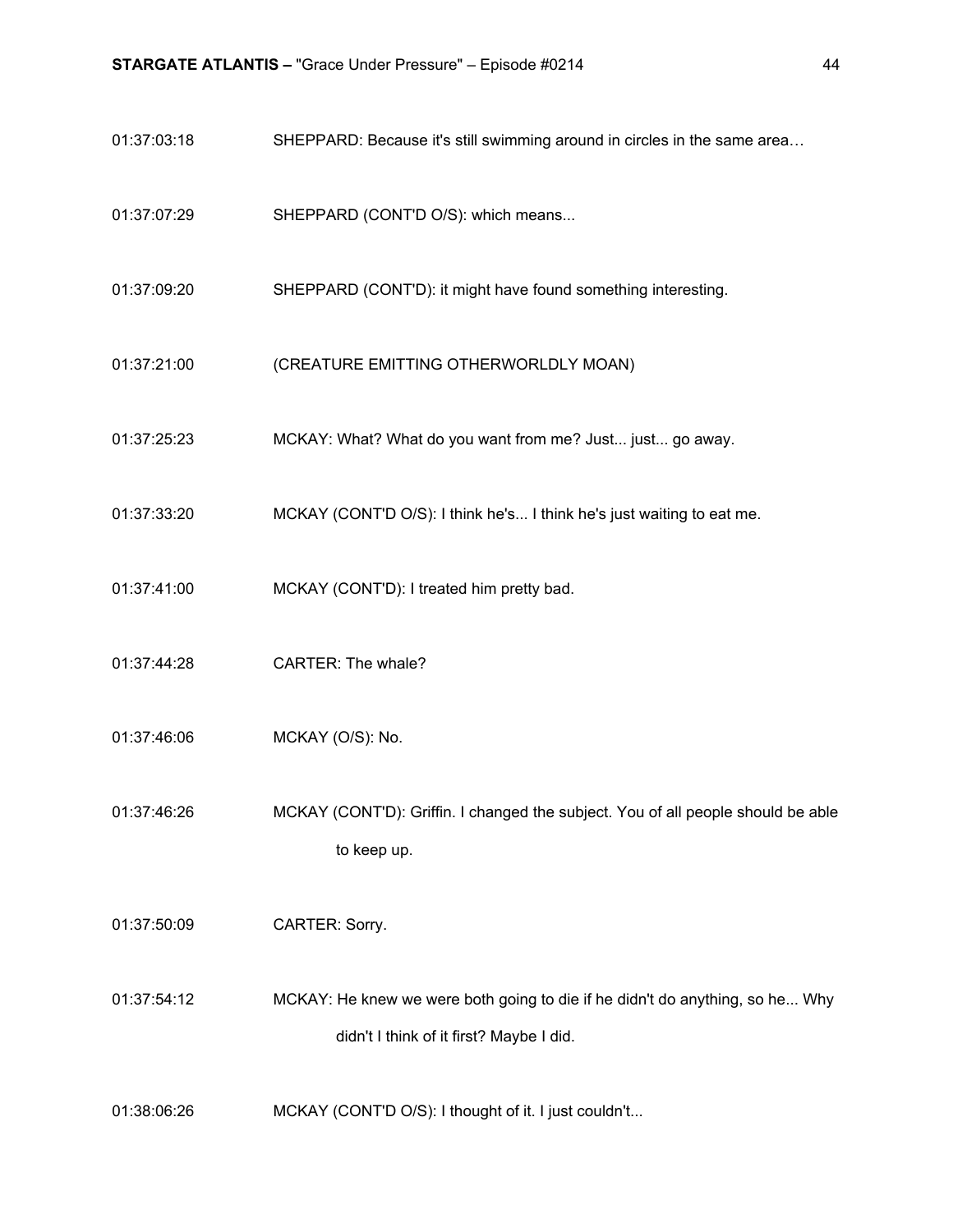| | |
|---|---|
| 01:37:03:18 | SHEPPARD: Because it's still swimming around in circles in the same area… |
| 01:37:07:29 | SHEPPARD (CONT'D O/S): which means... |
| 01:37:09:20 | SHEPPARD (CONT'D): it might have found something interesting. |
| 01:37:21:00 | (CREATURE EMITTING OTHERWORLDLY MOAN) |
| 01:37:25:23 | MCKAY: What? What do you want from me? Just... just... go away. |
| 01:37:33:20 | MCKAY (CONT'D O/S): I think he's... I think he's just waiting to eat me. |
| 01:37:41:00 | MCKAY (CONT'D): I treated him pretty bad. |
| 01:37:44:28 | CARTER: The whale? |
| 01:37:46:06 | MCKAY (O/S): No. |
| 01:37:46:26 | MCKAY (CONT'D): Griffin. I changed the subject. You of all people should be able to keep up. |
| 01:37:50:09 | CARTER: Sorry. |
| 01:37:54:12 | MCKAY: He knew we were both going to die if he didn't do anything, so he... Why didn't I think of it first? Maybe I did. |
| 01:38:06:26 | MCKAY (CONT'D O/S): I thought of it. I just couldn't... |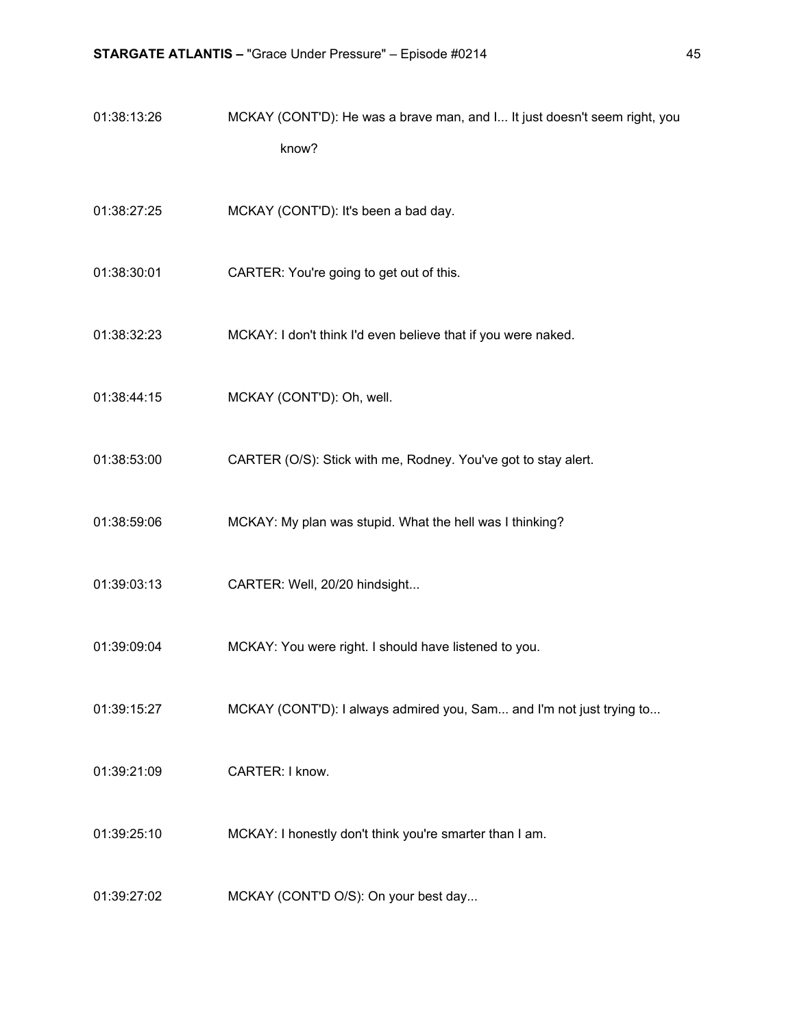01:38:13:26 MCKAY (CONT'D): He was a brave man, and I... It just doesn't seem right, you know?

01:38:27:25 MCKAY (CONT'D): It's been a bad day.

01:38:30:01 CARTER: You're going to get out of this.

01:38:32:23 MCKAY: I don't think I'd even believe that if you were naked.

01:38:44:15 MCKAY (CONT'D): Oh, well.

01:38:53:00 CARTER (O/S): Stick with me, Rodney. You've got to stay alert.

01:38:59:06 MCKAY: My plan was stupid. What the hell was I thinking?

01:39:03:13 CARTER: Well, 20/20 hindsight...

01:39:09:04 MCKAY: You were right. I should have listened to you.

01:39:15:27 MCKAY (CONT'D): I always admired you, Sam... and I'm not just trying to...

01:39:21:09 CARTER: I know.

01:39:25:10 MCKAY: I honestly don't think you're smarter than I am.

01:39:27:02 MCKAY (CONT'D O/S): On your best day...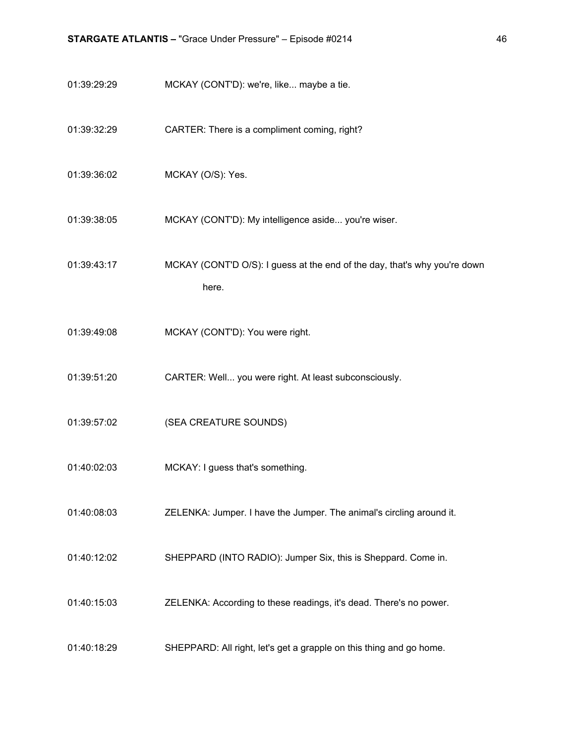01:39:29:29 MCKAY (CONT'D): we're, like... maybe a tie.

01:39:32:29 CARTER: There is a compliment coming, right?

01:39:36:02 MCKAY (O/S): Yes.

01:39:38:05 MCKAY (CONT'D): My intelligence aside... you're wiser.

01:39:43:17 MCKAY (CONT'D O/S): I guess at the end of the day, that's why you're down here.

01:39:49:08 MCKAY (CONT'D): You were right.

01:39:51:20 CARTER: Well... you were right. At least subconsciously.

01:39:57:02 (SEA CREATURE SOUNDS)

01:40:02:03 MCKAY: I guess that's something.

01:40:08:03 ZELENKA: Jumper. I have the Jumper. The animal's circling around it.

01:40:12:02 SHEPPARD (INTO RADIO): Jumper Six, this is Sheppard. Come in.

01:40:15:03 ZELENKA: According to these readings, it's dead. There's no power.

01:40:18:29 SHEPPARD: All right, let's get a grapple on this thing and go home.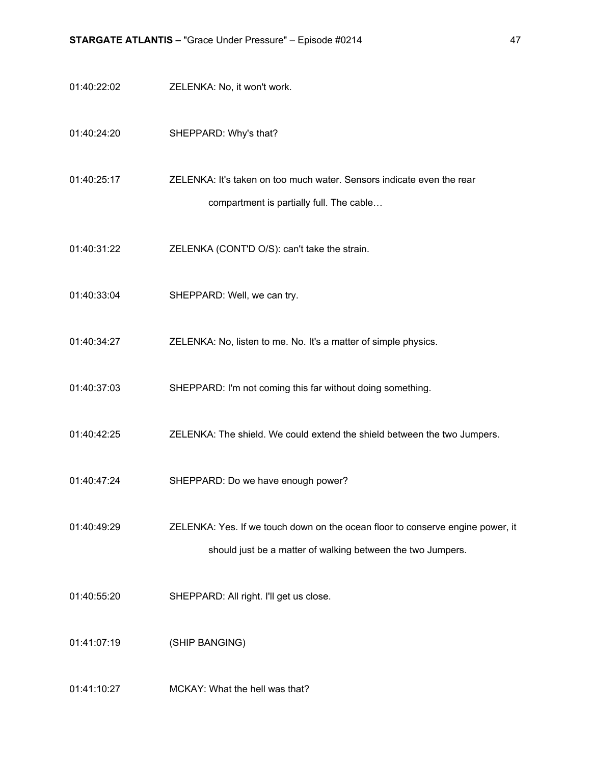01:40:22:02 ZELENKA: No, it won't work.

01:40:24:20 SHEPPARD: Why's that?

01:40:25:17 ZELENKA: It's taken on too much water. Sensors indicate even the rear compartment is partially full. The cable…

01:40:31:22 ZELENKA (CONT'D O/S): can't take the strain.

01:40:33:04 SHEPPARD: Well, we can try.

01:40:34:27 ZELENKA: No, listen to me. No. It's a matter of simple physics.

01:40:37:03 SHEPPARD: I'm not coming this far without doing something.

01:40:42:25 ZELENKA: The shield. We could extend the shield between the two Jumpers.

01:40:47:24 SHEPPARD: Do we have enough power?

01:40:49:29 ZELENKA: Yes. If we touch down on the ocean floor to conserve engine power, it should just be a matter of walking between the two Jumpers.

01:40:55:20 SHEPPARD: All right. I'll get us close.

01:41:07:19 (SHIP BANGING)

01:41:10:27 MCKAY: What the hell was that?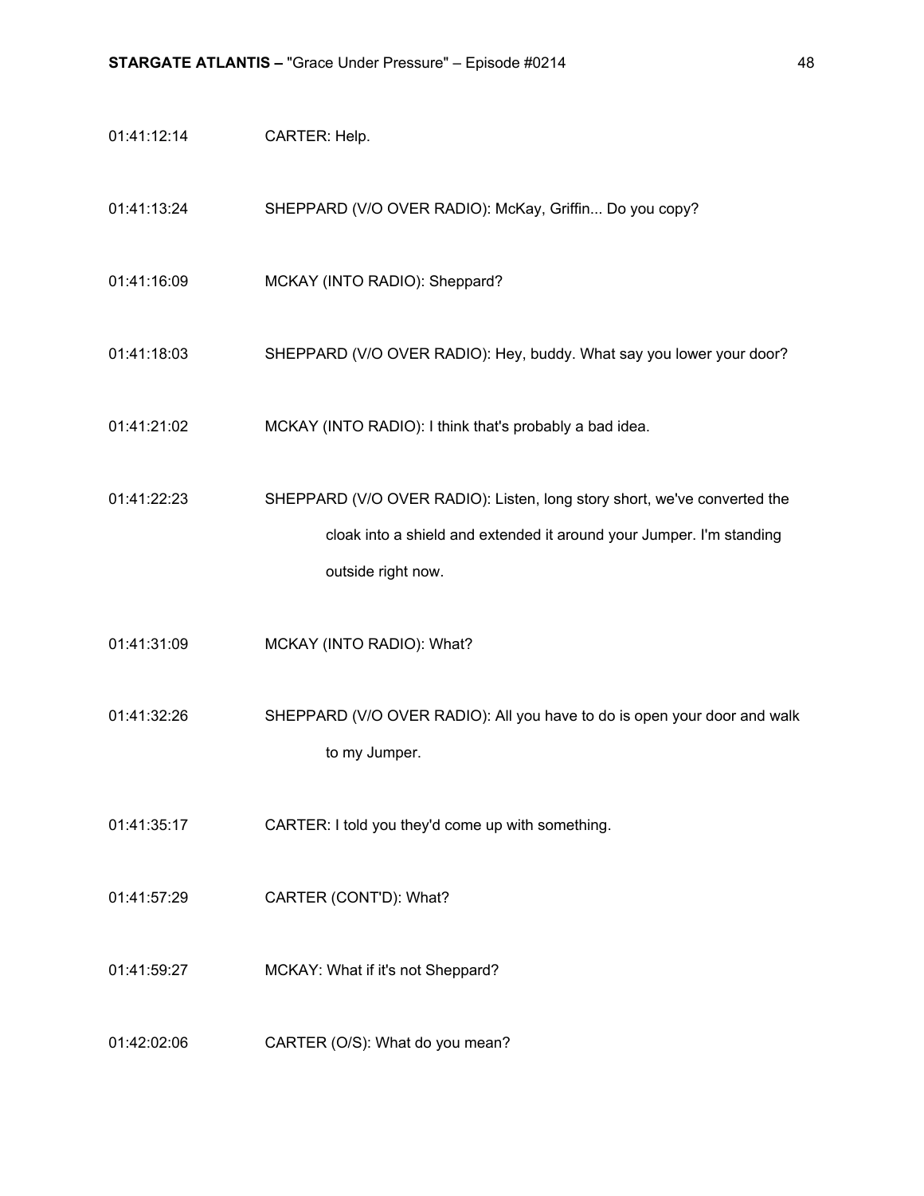01:41:12:14 CARTER: Help.

01:41:13:24 SHEPPARD (V/O OVER RADIO): McKay, Griffin... Do you copy?

01:41:16:09 MCKAY (INTO RADIO): Sheppard?

01:41:18:03 SHEPPARD (V/O OVER RADIO): Hey, buddy. What say you lower your door?

01:41:21:02 MCKAY (INTO RADIO): I think that's probably a bad idea.

01:41:22:23 SHEPPARD (V/O OVER RADIO): Listen, long story short, we've converted the cloak into a shield and extended it around your Jumper. I'm standing outside right now.

01:41:31:09 MCKAY (INTO RADIO): What?

01:41:32:26 SHEPPARD (V/O OVER RADIO): All you have to do is open your door and walk to my Jumper.

01:41:35:17 CARTER: I told you they'd come up with something.

01:41:57:29 CARTER (CONT'D): What?

01:41:59:27 MCKAY: What if it's not Sheppard?

01:42:02:06 CARTER (O/S): What do you mean?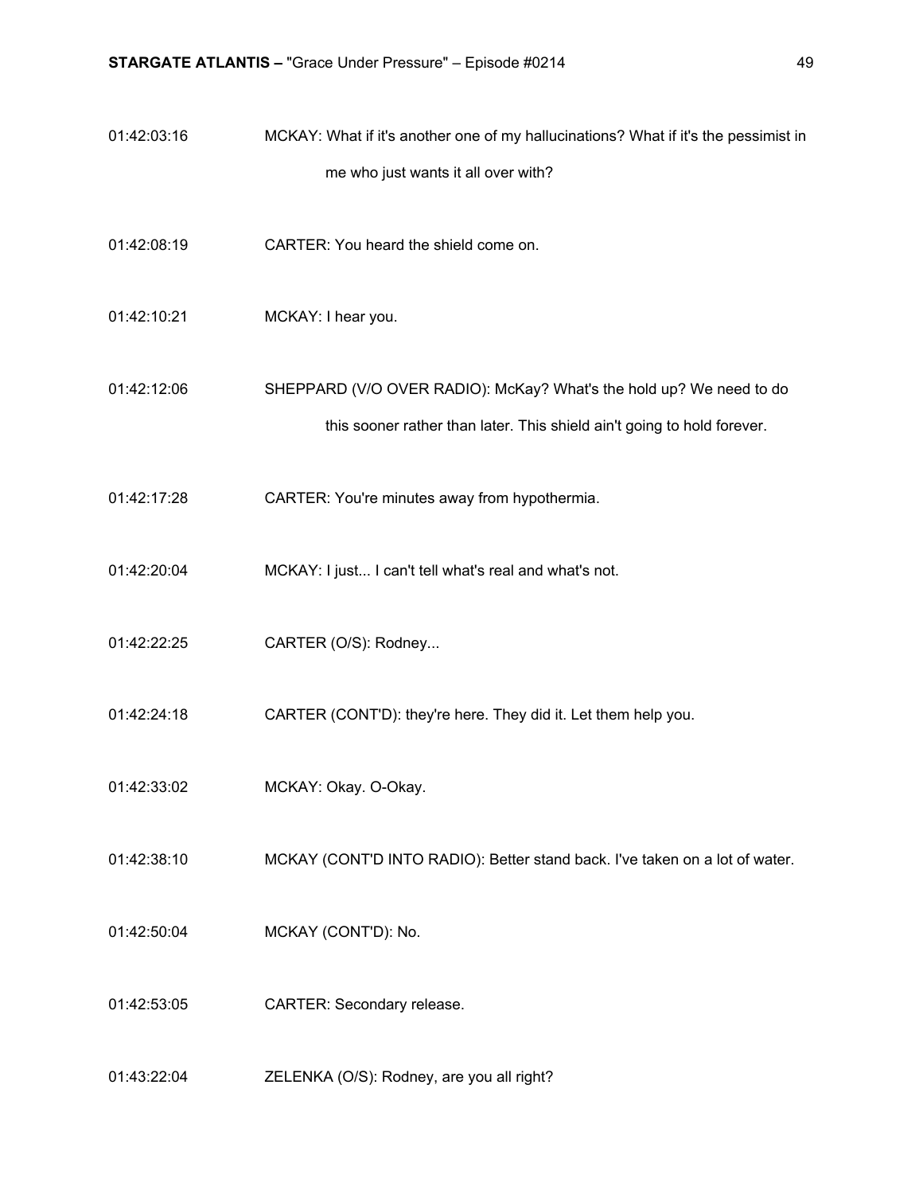01:42:03:16 MCKAY: What if it's another one of my hallucinations? What if it's the pessimist in me who just wants it all over with?

01:42:08:19 CARTER: You heard the shield come on.

01:42:10:21 MCKAY: I hear you.

01:42:12:06 SHEPPARD (V/O OVER RADIO): McKay? What's the hold up? We need to do this sooner rather than later. This shield ain't going to hold forever.

01:42:17:28 CARTER: You're minutes away from hypothermia.

01:42:20:04 MCKAY: I just... I can't tell what's real and what's not.

01:42:22:25 CARTER (O/S): Rodney...

01:42:24:18 CARTER (CONT'D): they're here. They did it. Let them help you.

01:42:33:02 MCKAY: Okay. O-Okay.

01:42:38:10 MCKAY (CONT'D INTO RADIO): Better stand back. I've taken on a lot of water.

01:42:50:04 MCKAY (CONT'D): No.

01:42:53:05 CARTER: Secondary release.

01:43:22:04 ZELENKA (O/S): Rodney, are you all right?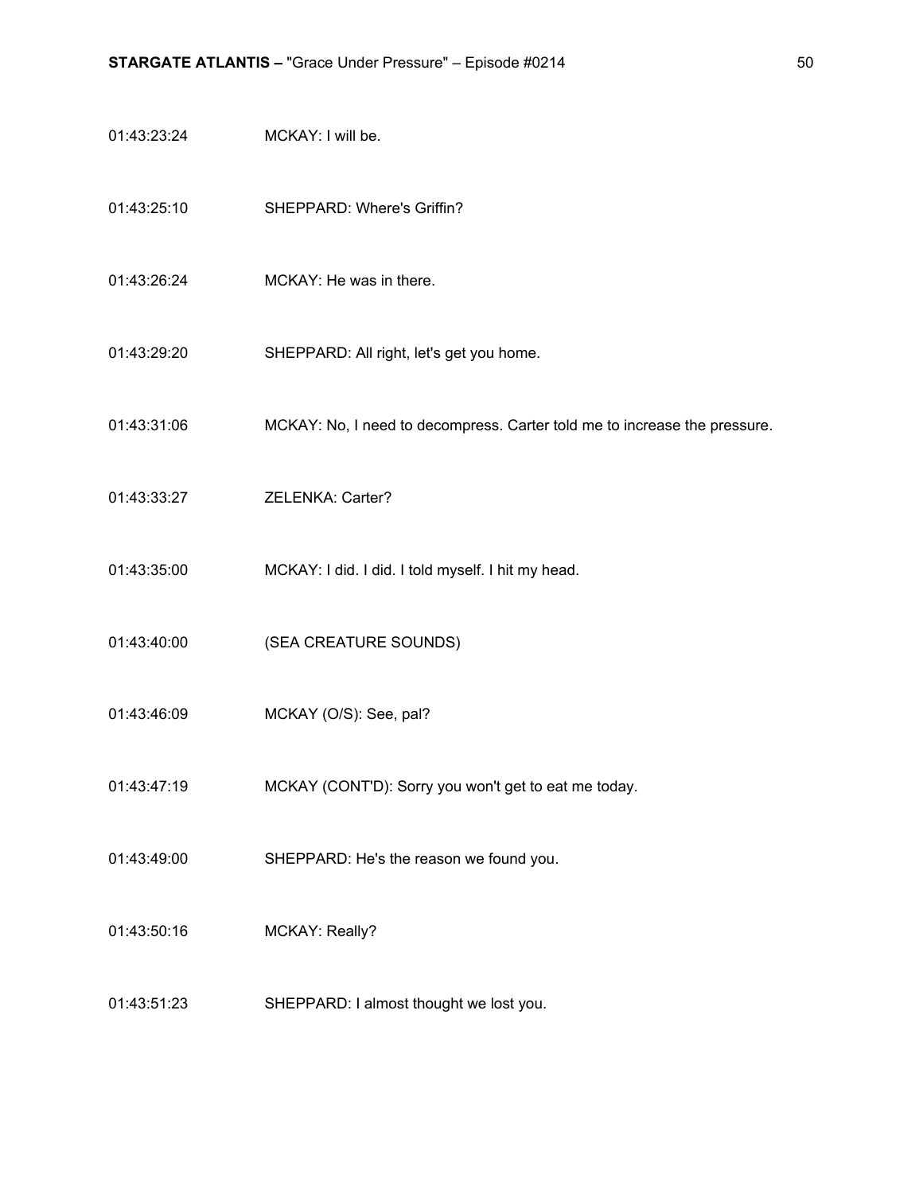01:43:23:24 MCKAY: I will be.

01:43:25:10 SHEPPARD: Where's Griffin?

01:43:26:24 MCKAY: He was in there.

01:43:29:20 SHEPPARD: All right, let's get you home.

01:43:31:06 MCKAY: No, I need to decompress. Carter told me to increase the pressure.

01:43:33:27 ZELENKA: Carter?

01:43:35:00 MCKAY: I did. I did. I told myself. I hit my head.

01:43:40:00 (SEA CREATURE SOUNDS)

01:43:46:09 MCKAY (O/S): See, pal?

01:43:47:19 MCKAY (CONT'D): Sorry you won't get to eat me today.

01:43:49:00 SHEPPARD: He's the reason we found you.

01:43:50:16 MCKAY: Really?

01:43:51:23 SHEPPARD: I almost thought we lost you.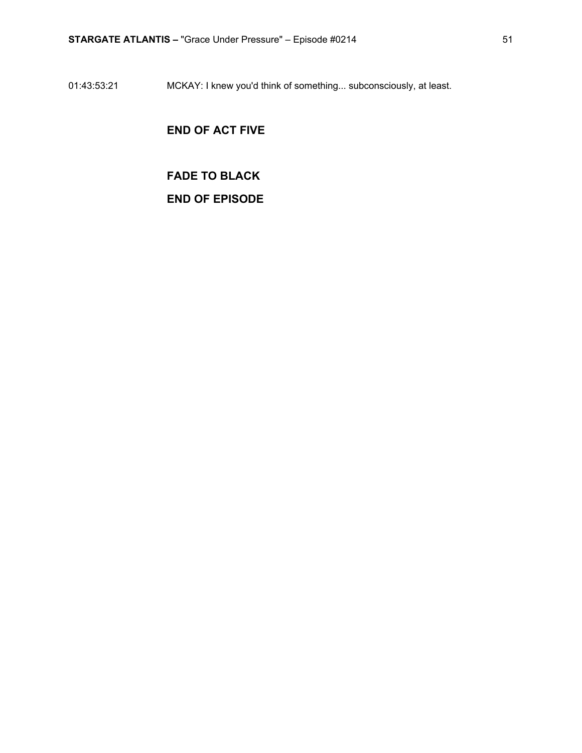01:43:53:21 MCKAY: I knew you'd think of something... subconsciously, at least.

**END OF ACT FIVE**

**FADE TO BLACK**

**END OF EPISODE**